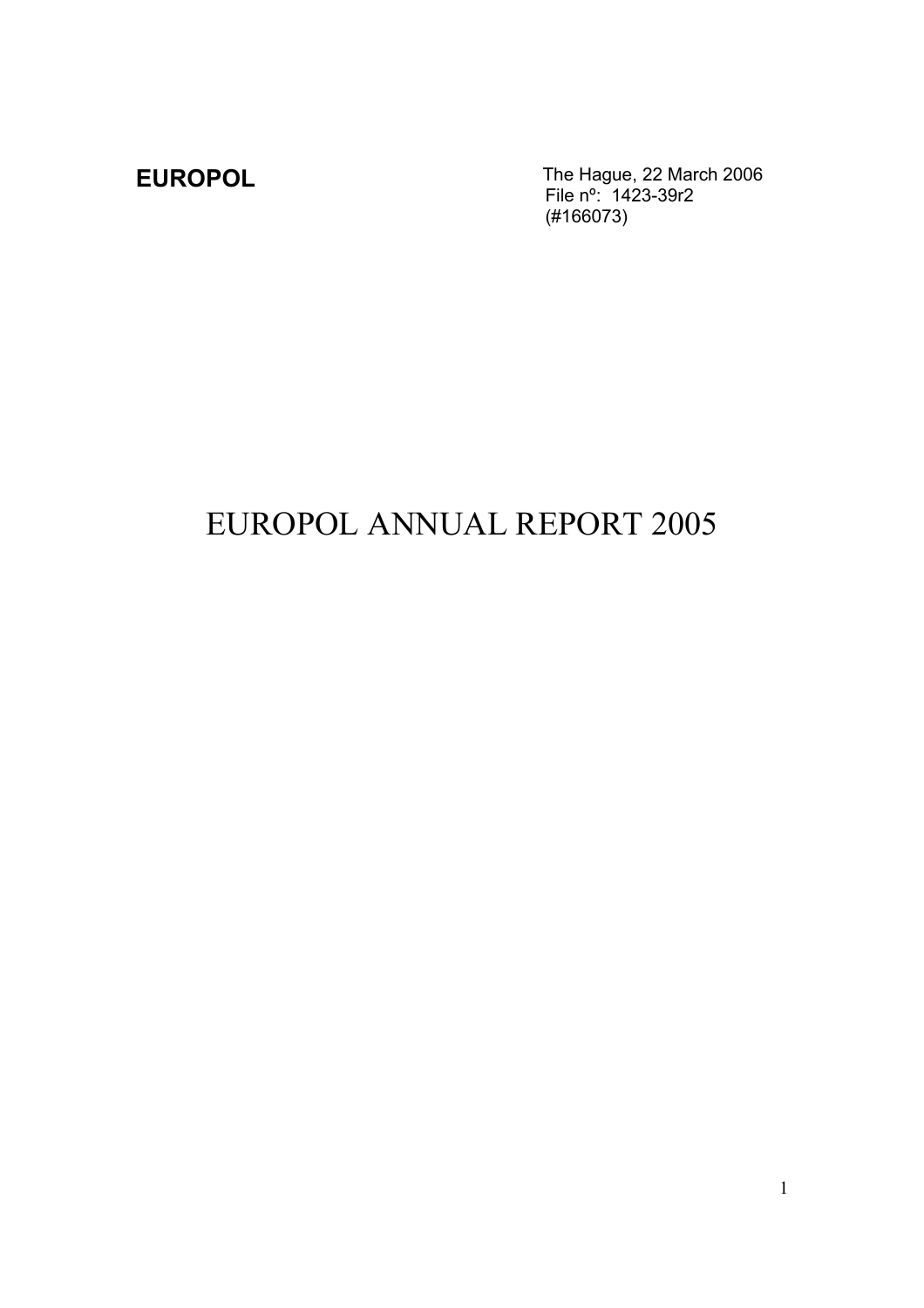**EUROPOL**

The Hague, 22 March 2006
File nº: 1423-39r2
(#166073)

# EUROPOL ANNUAL REPORT 2005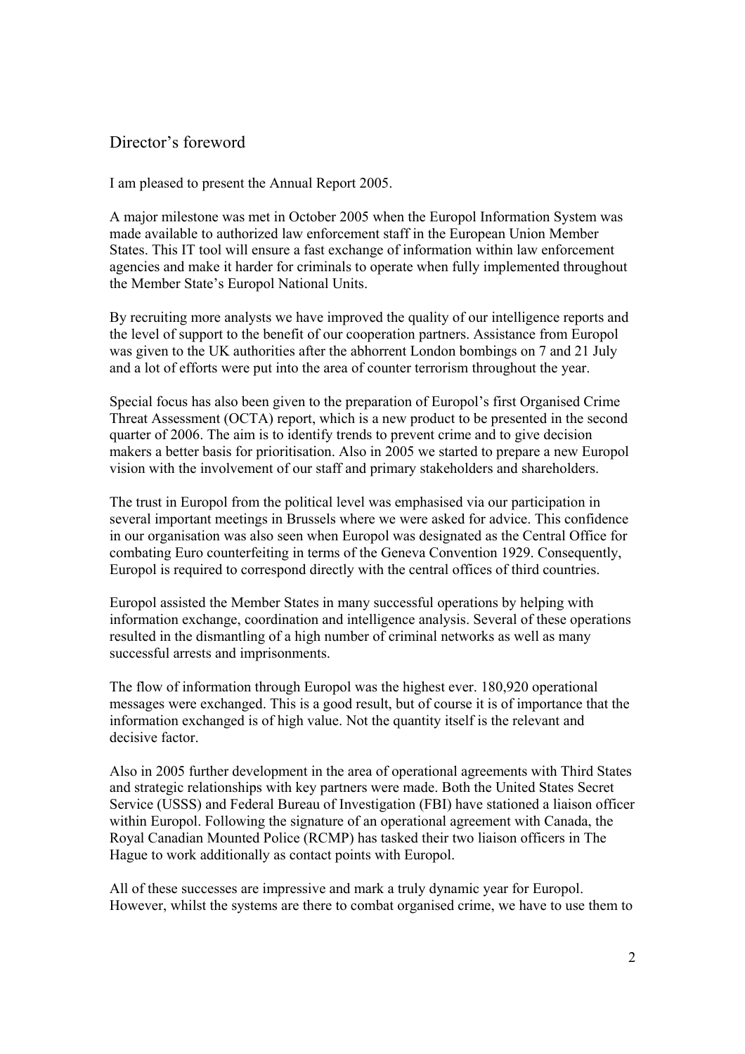## Director's foreword

I am pleased to present the Annual Report 2005.

A major milestone was met in October 2005 when the Europol Information System was made available to authorized law enforcement staff in the European Union Member States. This IT tool will ensure a fast exchange of information within law enforcement agencies and make it harder for criminals to operate when fully implemented throughout the Member State's Europol National Units.

By recruiting more analysts we have improved the quality of our intelligence reports and the level of support to the benefit of our cooperation partners. Assistance from Europol was given to the UK authorities after the abhorrent London bombings on 7 and 21 July and a lot of efforts were put into the area of counter terrorism throughout the year.

Special focus has also been given to the preparation of Europol's first Organised Crime Threat Assessment (OCTA) report, which is a new product to be presented in the second quarter of 2006. The aim is to identify trends to prevent crime and to give decision makers a better basis for prioritisation. Also in 2005 we started to prepare a new Europol vision with the involvement of our staff and primary stakeholders and shareholders.

The trust in Europol from the political level was emphasised via our participation in several important meetings in Brussels where we were asked for advice. This confidence in our organisation was also seen when Europol was designated as the Central Office for combating Euro counterfeiting in terms of the Geneva Convention 1929. Consequently, Europol is required to correspond directly with the central offices of third countries.

Europol assisted the Member States in many successful operations by helping with information exchange, coordination and intelligence analysis. Several of these operations resulted in the dismantling of a high number of criminal networks as well as many successful arrests and imprisonments.

The flow of information through Europol was the highest ever. 180,920 operational messages were exchanged. This is a good result, but of course it is of importance that the information exchanged is of high value. Not the quantity itself is the relevant and decisive factor.

Also in 2005 further development in the area of operational agreements with Third States and strategic relationships with key partners were made. Both the United States Secret Service (USSS) and Federal Bureau of Investigation (FBI) have stationed a liaison officer within Europol. Following the signature of an operational agreement with Canada, the Royal Canadian Mounted Police (RCMP) has tasked their two liaison officers in The Hague to work additionally as contact points with Europol.

All of these successes are impressive and mark a truly dynamic year for Europol. However, whilst the systems are there to combat organised crime, we have to use them to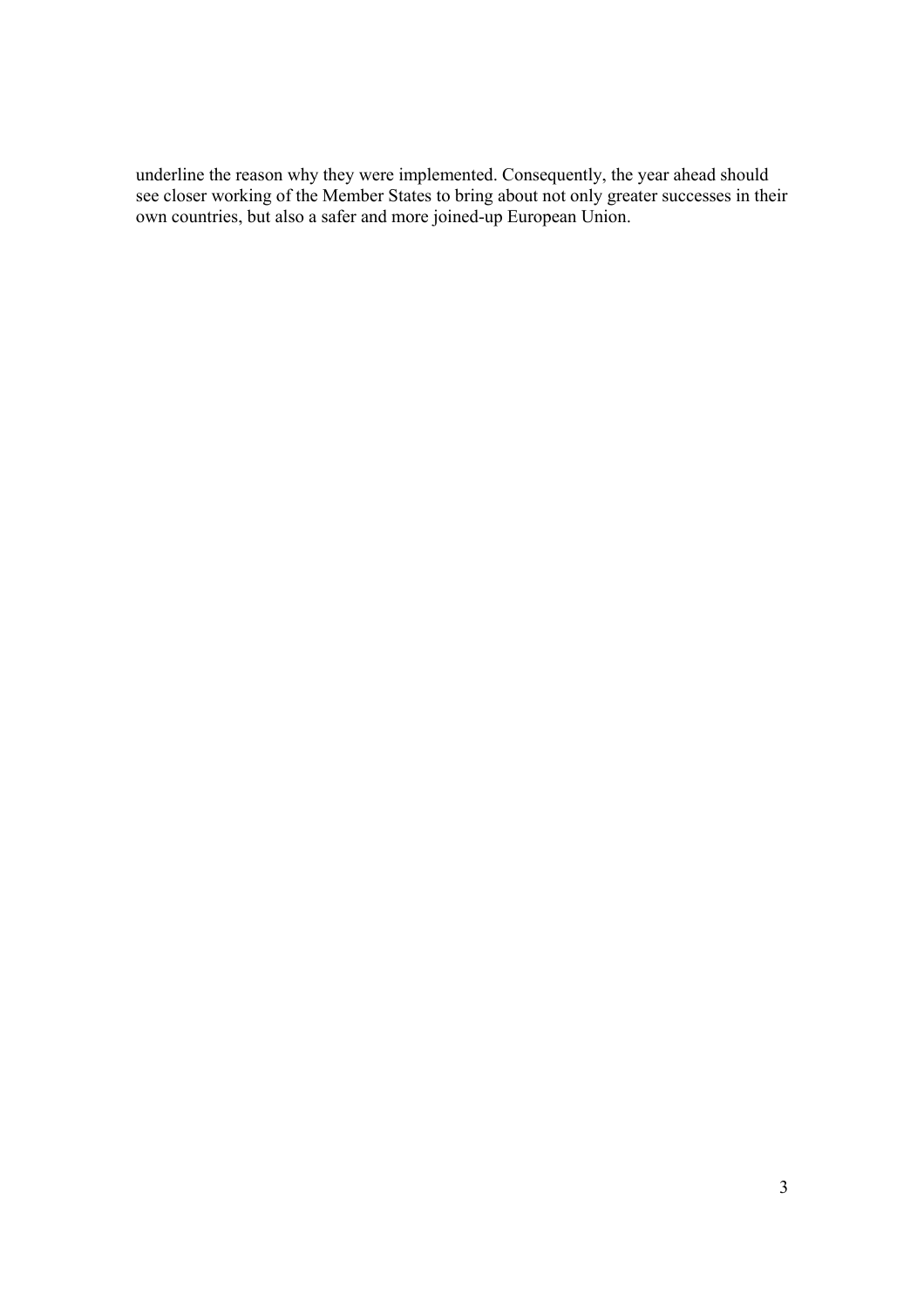underline the reason why they were implemented. Consequently, the year ahead should see closer working of the Member States to bring about not only greater successes in their own countries, but also a safer and more joined-up European Union.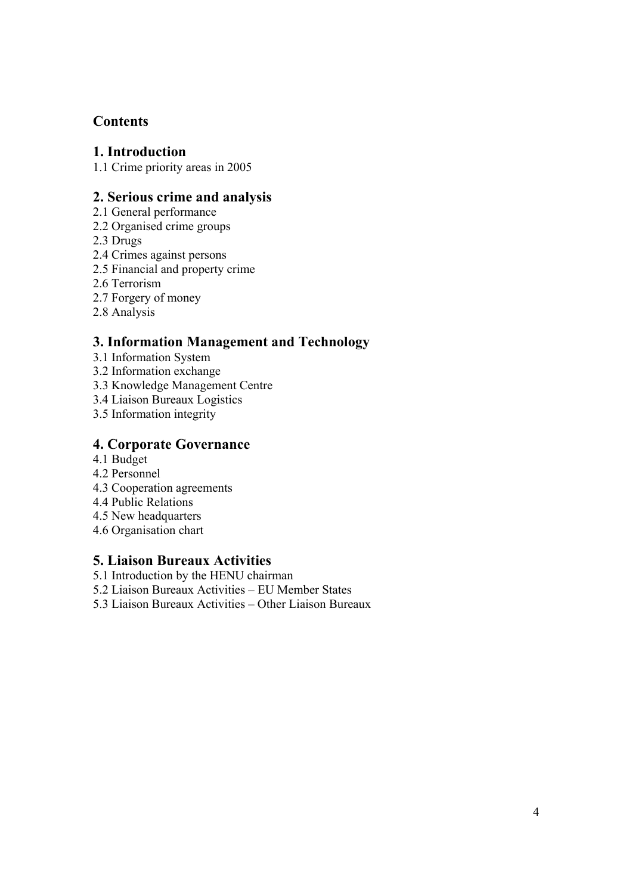# Contents

## 1. Introduction

1.1 Crime priority areas in 2005

## 2. Serious crime and analysis

2.1 General performance
2.2 Organised crime groups
2.3 Drugs
2.4 Crimes against persons
2.5 Financial and property crime
2.6 Terrorism
2.7 Forgery of money
2.8 Analysis

## 3. Information Management and Technology

3.1 Information System
3.2 Information exchange
3.3 Knowledge Management Centre
3.4 Liaison Bureaux Logistics
3.5 Information integrity

## 4. Corporate Governance

4.1 Budget
4.2 Personnel
4.3 Cooperation agreements
4.4 Public Relations
4.5 New headquarters
4.6 Organisation chart

## 5. Liaison Bureaux Activities

5.1 Introduction by the HENU chairman
5.2 Liaison Bureaux Activities – EU Member States
5.3 Liaison Bureaux Activities – Other Liaison Bureaux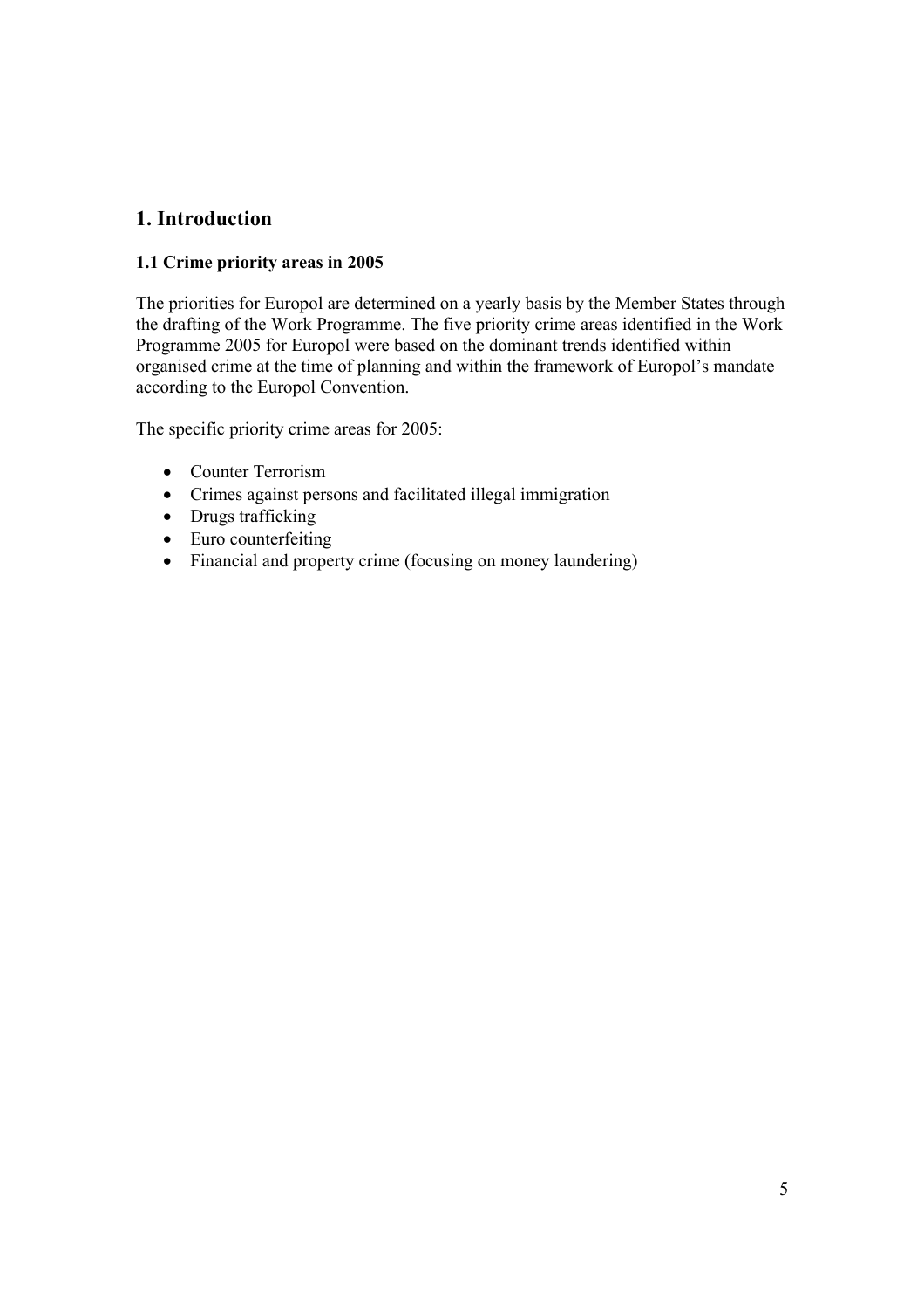# 1. Introduction

## 1.1 Crime priority areas in 2005

The priorities for Europol are determined on a yearly basis by the Member States through the drafting of the Work Programme. The five priority crime areas identified in the Work Programme 2005 for Europol were based on the dominant trends identified within organised crime at the time of planning and within the framework of Europol's mandate according to the Europol Convention.

The specific priority crime areas for 2005:

- Counter Terrorism
- Crimes against persons and facilitated illegal immigration
- Drugs trafficking
- Euro counterfeiting
- Financial and property crime (focusing on money laundering)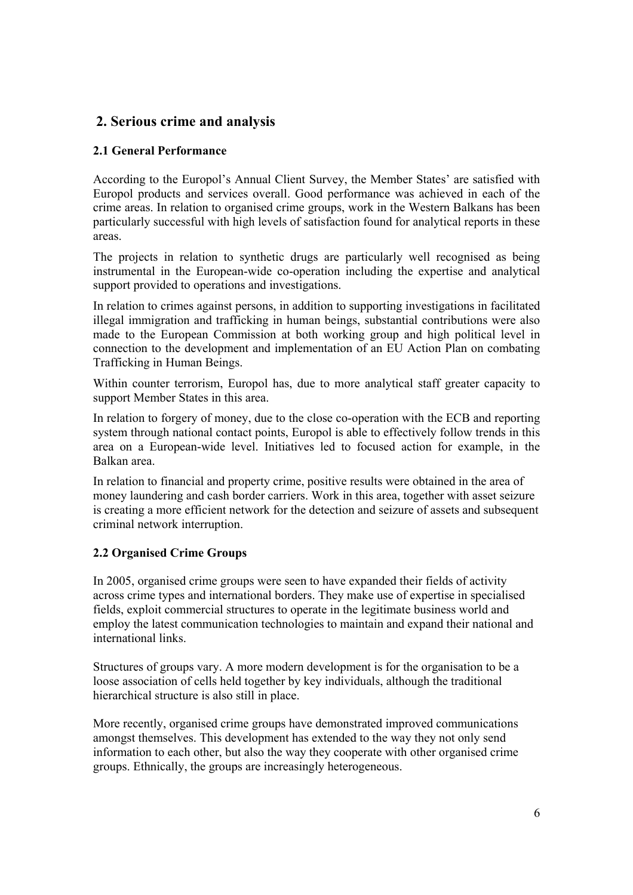## 2. Serious crime and analysis

### 2.1 General Performance

According to the Europol's Annual Client Survey, the Member States' are satisfied with Europol products and services overall. Good performance was achieved in each of the crime areas. In relation to organised crime groups, work in the Western Balkans has been particularly successful with high levels of satisfaction found for analytical reports in these areas.

The projects in relation to synthetic drugs are particularly well recognised as being instrumental in the European-wide co-operation including the expertise and analytical support provided to operations and investigations.

In relation to crimes against persons, in addition to supporting investigations in facilitated illegal immigration and trafficking in human beings, substantial contributions were also made to the European Commission at both working group and high political level in connection to the development and implementation of an EU Action Plan on combating Trafficking in Human Beings.

Within counter terrorism, Europol has, due to more analytical staff greater capacity to support Member States in this area.

In relation to forgery of money, due to the close co-operation with the ECB and reporting system through national contact points, Europol is able to effectively follow trends in this area on a European-wide level. Initiatives led to focused action for example, in the Balkan area.

In relation to financial and property crime, positive results were obtained in the area of money laundering and cash border carriers. Work in this area, together with asset seizure is creating a more efficient network for the detection and seizure of assets and subsequent criminal network interruption.

### 2.2 Organised Crime Groups

In 2005, organised crime groups were seen to have expanded their fields of activity across crime types and international borders. They make use of expertise in specialised fields, exploit commercial structures to operate in the legitimate business world and employ the latest communication technologies to maintain and expand their national and international links.

Structures of groups vary. A more modern development is for the organisation to be a loose association of cells held together by key individuals, although the traditional hierarchical structure is also still in place.

More recently, organised crime groups have demonstrated improved communications amongst themselves. This development has extended to the way they not only send information to each other, but also the way they cooperate with other organised crime groups. Ethnically, the groups are increasingly heterogeneous.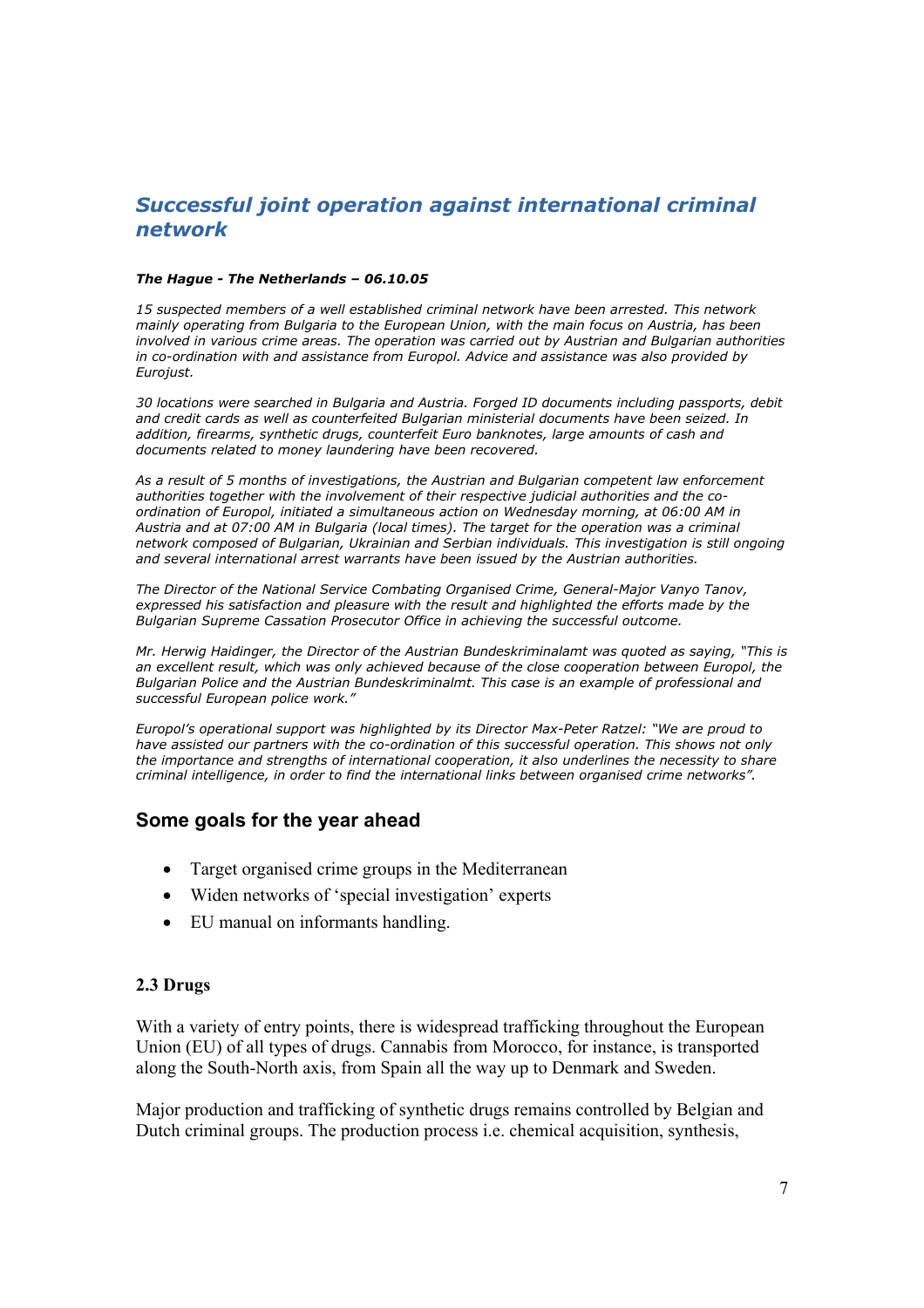## *Successful joint operation against international criminal network*

***The Hague - The Netherlands – 06.10.05***

*15 suspected members of a well established criminal network have been arrested. This network mainly operating from Bulgaria to the European Union, with the main focus on Austria, has been involved in various crime areas. The operation was carried out by Austrian and Bulgarian authorities in co-ordination with and assistance from Europol. Advice and assistance was also provided by Eurojust.*

*30 locations were searched in Bulgaria and Austria. Forged ID documents including passports, debit and credit cards as well as counterfeited Bulgarian ministerial documents have been seized. In addition, firearms, synthetic drugs, counterfeit Euro banknotes, large amounts of cash and documents related to money laundering have been recovered.*

*As a result of 5 months of investigations, the Austrian and Bulgarian competent law enforcement authorities together with the involvement of their respective judicial authorities and the co-ordination of Europol, initiated a simultaneous action on Wednesday morning, at 06:00 AM in Austria and at 07:00 AM in Bulgaria (local times). The target for the operation was a criminal network composed of Bulgarian, Ukrainian and Serbian individuals. This investigation is still ongoing and several international arrest warrants have been issued by the Austrian authorities.*

*The Director of the National Service Combating Organised Crime, General-Major Vanyo Tanov, expressed his satisfaction and pleasure with the result and highlighted the efforts made by the Bulgarian Supreme Cassation Prosecutor Office in achieving the successful outcome.*

*Mr. Herwig Haidinger, the Director of the Austrian Bundeskriminalamt was quoted as saying, "This is an excellent result, which was only achieved because of the close cooperation between Europol, the Bulgarian Police and the Austrian Bundeskriminalmt. This case is an example of professional and successful European police work."*

*Europol's operational support was highlighted by its Director Max-Peter Ratzel: "We are proud to have assisted our partners with the co-ordination of this successful operation. This shows not only the importance and strengths of international cooperation, it also underlines the necessity to share criminal intelligence, in order to find the international links between organised crime networks".*

## Some goals for the year ahead

- Target organised crime groups in the Mediterranean
- Widen networks of 'special investigation' experts
- EU manual on informants handling.

### 2.3 Drugs

With a variety of entry points, there is widespread trafficking throughout the European Union (EU) of all types of drugs. Cannabis from Morocco, for instance, is transported along the South-North axis, from Spain all the way up to Denmark and Sweden.

Major production and trafficking of synthetic drugs remains controlled by Belgian and Dutch criminal groups. The production process i.e. chemical acquisition, synthesis,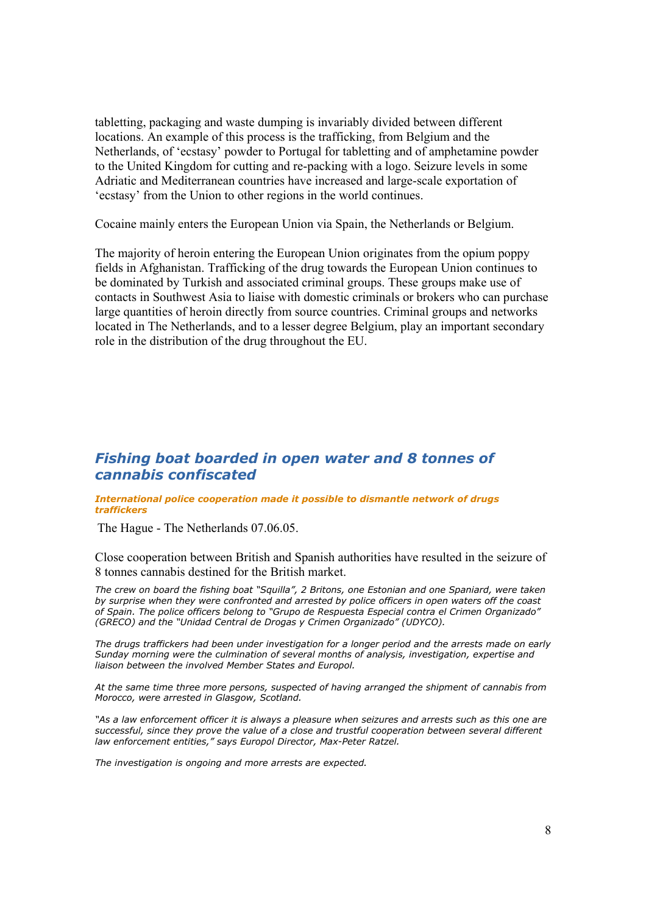tabletting, packaging and waste dumping is invariably divided between different locations. An example of this process is the trafficking, from Belgium and the Netherlands, of 'ecstasy' powder to Portugal for tabletting and of amphetamine powder to the United Kingdom for cutting and re-packing with a logo. Seizure levels in some Adriatic and Mediterranean countries have increased and large-scale exportation of 'ecstasy' from the Union to other regions in the world continues.

Cocaine mainly enters the European Union via Spain, the Netherlands or Belgium.

The majority of heroin entering the European Union originates from the opium poppy fields in Afghanistan. Trafficking of the drug towards the European Union continues to be dominated by Turkish and associated criminal groups. These groups make use of contacts in Southwest Asia to liaise with domestic criminals or brokers who can purchase large quantities of heroin directly from source countries. Criminal groups and networks located in The Netherlands, and to a lesser degree Belgium, play an important secondary role in the distribution of the drug throughout the EU.

## *Fishing boat boarded in open water and 8 tonnes of cannabis confiscated*

***International police cooperation made it possible to dismantle network of drugs traffickers***

The Hague - The Netherlands 07.06.05.

Close cooperation between British and Spanish authorities have resulted in the seizure of 8 tonnes cannabis destined for the British market.

*The crew on board the fishing boat "Squilla", 2 Britons, one Estonian and one Spaniard, were taken by surprise when they were confronted and arrested by police officers in open waters off the coast of Spain. The police officers belong to "Grupo de Respuesta Especial contra el Crimen Organizado" (GRECO) and the "Unidad Central de Drogas y Crimen Organizado" (UDYCO).*

*The drugs traffickers had been under investigation for a longer period and the arrests made on early Sunday morning were the culmination of several months of analysis, investigation, expertise and liaison between the involved Member States and Europol.*

*At the same time three more persons, suspected of having arranged the shipment of cannabis from Morocco, were arrested in Glasgow, Scotland.*

*"As a law enforcement officer it is always a pleasure when seizures and arrests such as this one are successful, since they prove the value of a close and trustful cooperation between several different law enforcement entities," says Europol Director, Max-Peter Ratzel.*

*The investigation is ongoing and more arrests are expected.*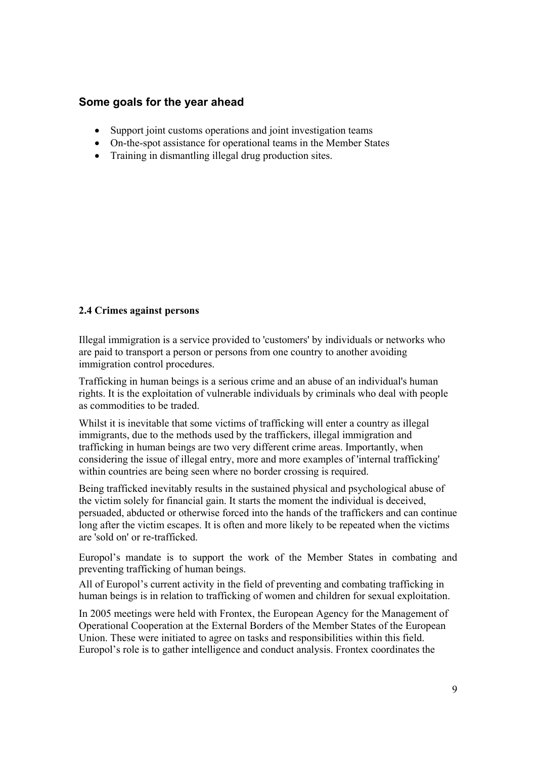## Some goals for the year ahead

- Support joint customs operations and joint investigation teams
- On-the-spot assistance for operational teams in the Member States
- Training in dismantling illegal drug production sites.

### 2.4 Crimes against persons

Illegal immigration is a service provided to 'customers' by individuals or networks who are paid to transport a person or persons from one country to another avoiding immigration control procedures.

Trafficking in human beings is a serious crime and an abuse of an individual's human rights. It is the exploitation of vulnerable individuals by criminals who deal with people as commodities to be traded.

Whilst it is inevitable that some victims of trafficking will enter a country as illegal immigrants, due to the methods used by the traffickers, illegal immigration and trafficking in human beings are two very different crime areas. Importantly, when considering the issue of illegal entry, more and more examples of 'internal trafficking' within countries are being seen where no border crossing is required.

Being trafficked inevitably results in the sustained physical and psychological abuse of the victim solely for financial gain. It starts the moment the individual is deceived, persuaded, abducted or otherwise forced into the hands of the traffickers and can continue long after the victim escapes. It is often and more likely to be repeated when the victims are 'sold on' or re-trafficked.

Europol's mandate is to support the work of the Member States in combating and preventing trafficking of human beings.

All of Europol's current activity in the field of preventing and combating trafficking in human beings is in relation to trafficking of women and children for sexual exploitation.

In 2005 meetings were held with Frontex, the European Agency for the Management of Operational Cooperation at the External Borders of the Member States of the European Union. These were initiated to agree on tasks and responsibilities within this field. Europol's role is to gather intelligence and conduct analysis. Frontex coordinates the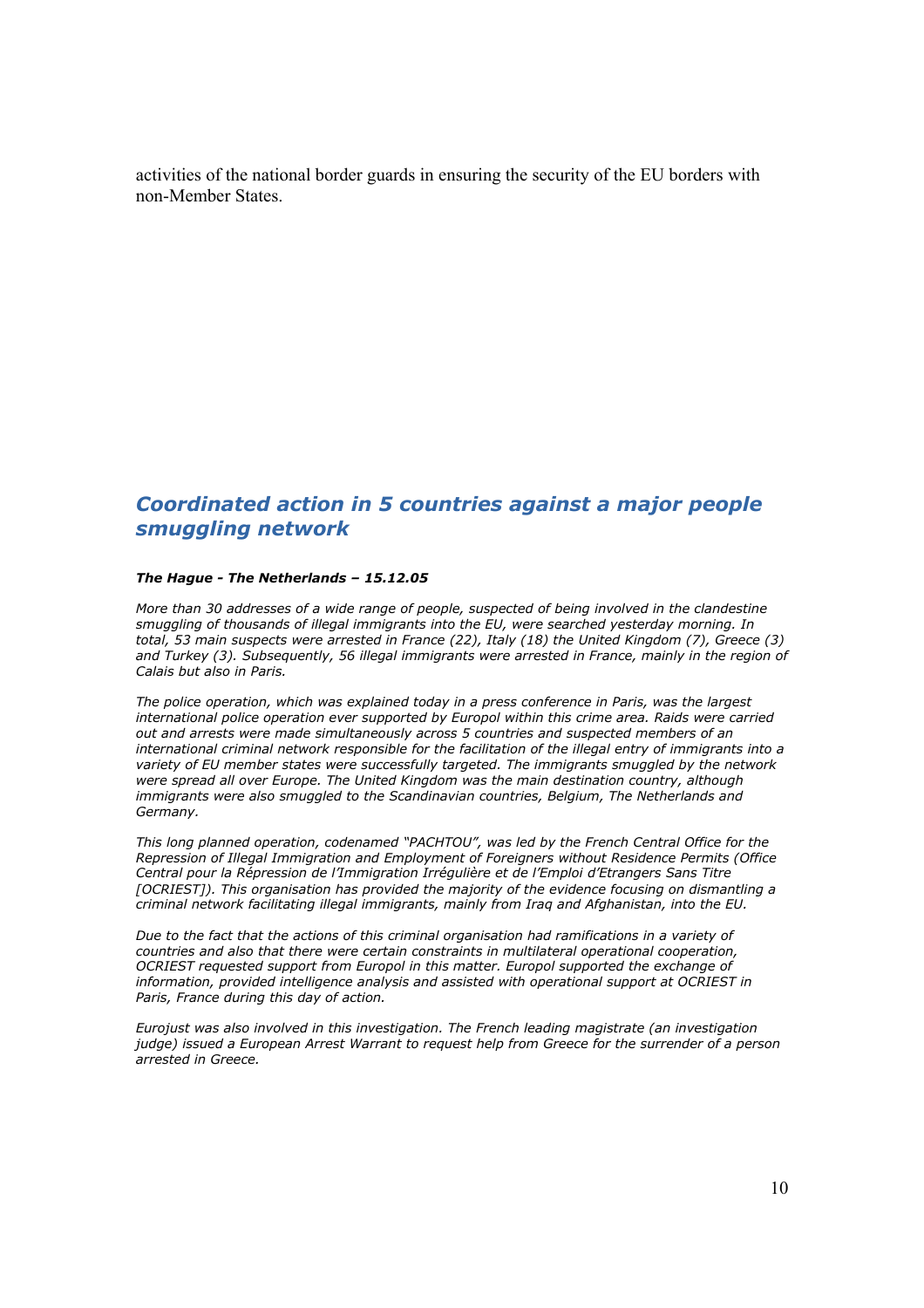activities of the national border guards in ensuring the security of the EU borders with non-Member States.

## *Coordinated action in 5 countries against a major people smuggling network*

***The Hague - The Netherlands – 15.12.05***

*More than 30 addresses of a wide range of people, suspected of being involved in the clandestine smuggling of thousands of illegal immigrants into the EU, were searched yesterday morning. In total, 53 main suspects were arrested in France (22), Italy (18) the United Kingdom (7), Greece (3) and Turkey (3). Subsequently, 56 illegal immigrants were arrested in France, mainly in the region of Calais but also in Paris.*

*The police operation, which was explained today in a press conference in Paris, was the largest international police operation ever supported by Europol within this crime area. Raids were carried out and arrests were made simultaneously across 5 countries and suspected members of an international criminal network responsible for the facilitation of the illegal entry of immigrants into a variety of EU member states were successfully targeted. The immigrants smuggled by the network were spread all over Europe. The United Kingdom was the main destination country, although immigrants were also smuggled to the Scandinavian countries, Belgium, The Netherlands and Germany.*

*This long planned operation, codenamed "PACHTOU", was led by the French Central Office for the Repression of Illegal Immigration and Employment of Foreigners without Residence Permits (Office Central pour la Répression de l'Immigration Irrégulière et de l'Emploi d'Etrangers Sans Titre [OCRIEST]). This organisation has provided the majority of the evidence focusing on dismantling a criminal network facilitating illegal immigrants, mainly from Iraq and Afghanistan, into the EU.*

*Due to the fact that the actions of this criminal organisation had ramifications in a variety of countries and also that there were certain constraints in multilateral operational cooperation, OCRIEST requested support from Europol in this matter. Europol supported the exchange of information, provided intelligence analysis and assisted with operational support at OCRIEST in Paris, France during this day of action.*

*Eurojust was also involved in this investigation. The French leading magistrate (an investigation judge) issued a European Arrest Warrant to request help from Greece for the surrender of a person arrested in Greece.*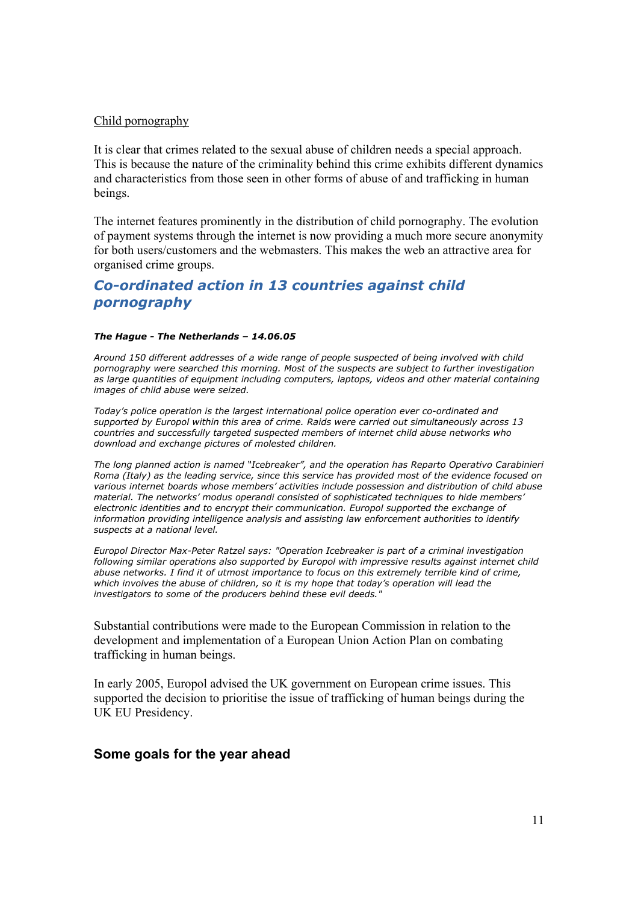Child pornography

It is clear that crimes related to the sexual abuse of children needs a special approach. This is because the nature of the criminality behind this crime exhibits different dynamics and characteristics from those seen in other forms of abuse of and trafficking in human beings.

The internet features prominently in the distribution of child pornography. The evolution of payment systems through the internet is now providing a much more secure anonymity for both users/customers and the webmasters. This makes the web an attractive area for organised crime groups.

## *Co-ordinated action in 13 countries against child pornography*

***The Hague - The Netherlands – 14.06.05***

*Around 150 different addresses of a wide range of people suspected of being involved with child pornography were searched this morning. Most of the suspects are subject to further investigation as large quantities of equipment including computers, laptops, videos and other material containing images of child abuse were seized.*

*Today's police operation is the largest international police operation ever co-ordinated and supported by Europol within this area of crime. Raids were carried out simultaneously across 13 countries and successfully targeted suspected members of internet child abuse networks who download and exchange pictures of molested children.*

*The long planned action is named "Icebreaker", and the operation has Reparto Operativo Carabinieri Roma (Italy) as the leading service, since this service has provided most of the evidence focused on various internet boards whose members' activities include possession and distribution of child abuse material. The networks' modus operandi consisted of sophisticated techniques to hide members' electronic identities and to encrypt their communication. Europol supported the exchange of information providing intelligence analysis and assisting law enforcement authorities to identify suspects at a national level.*

*Europol Director Max-Peter Ratzel says: "Operation Icebreaker is part of a criminal investigation following similar operations also supported by Europol with impressive results against internet child abuse networks. I find it of utmost importance to focus on this extremely terrible kind of crime, which involves the abuse of children, so it is my hope that today's operation will lead the investigators to some of the producers behind these evil deeds."*

Substantial contributions were made to the European Commission in relation to the development and implementation of a European Union Action Plan on combating trafficking in human beings.

In early 2005, Europol advised the UK government on European crime issues. This supported the decision to prioritise the issue of trafficking of human beings during the UK EU Presidency.

### Some goals for the year ahead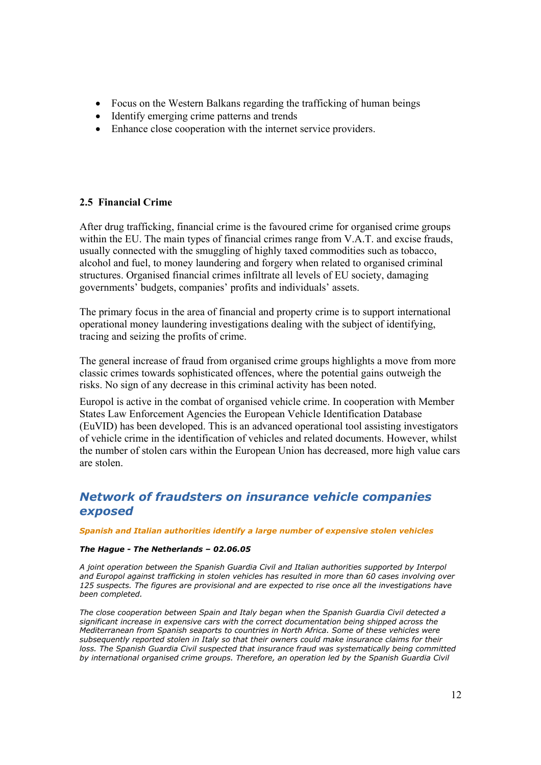- Focus on the Western Balkans regarding the trafficking of human beings
- Identify emerging crime patterns and trends
- Enhance close cooperation with the internet service providers.

### 2.5 Financial Crime

After drug trafficking, financial crime is the favoured crime for organised crime groups within the EU. The main types of financial crimes range from V.A.T. and excise frauds, usually connected with the smuggling of highly taxed commodities such as tobacco, alcohol and fuel, to money laundering and forgery when related to organised criminal structures. Organised financial crimes infiltrate all levels of EU society, damaging governments' budgets, companies' profits and individuals' assets.

The primary focus in the area of financial and property crime is to support international operational money laundering investigations dealing with the subject of identifying, tracing and seizing the profits of crime.

The general increase of fraud from organised crime groups highlights a move from more classic crimes towards sophisticated offences, where the potential gains outweigh the risks. No sign of any decrease in this criminal activity has been noted.

Europol is active in the combat of organised vehicle crime. In cooperation with Member States Law Enforcement Agencies the European Vehicle Identification Database (EuVID) has been developed. This is an advanced operational tool assisting investigators of vehicle crime in the identification of vehicles and related documents. However, whilst the number of stolen cars within the European Union has decreased, more high value cars are stolen.

## *Network of fraudsters on insurance vehicle companies exposed*

***Spanish and Italian authorities identify a large number of expensive stolen vehicles***

***The Hague - The Netherlands – 02.06.05***

*A joint operation between the Spanish Guardia Civil and Italian authorities supported by Interpol and Europol against trafficking in stolen vehicles has resulted in more than 60 cases involving over 125 suspects. The figures are provisional and are expected to rise once all the investigations have been completed.*

*The close cooperation between Spain and Italy began when the Spanish Guardia Civil detected a significant increase in expensive cars with the correct documentation being shipped across the Mediterranean from Spanish seaports to countries in North Africa. Some of these vehicles were subsequently reported stolen in Italy so that their owners could make insurance claims for their loss. The Spanish Guardia Civil suspected that insurance fraud was systematically being committed by international organised crime groups. Therefore, an operation led by the Spanish Guardia Civil*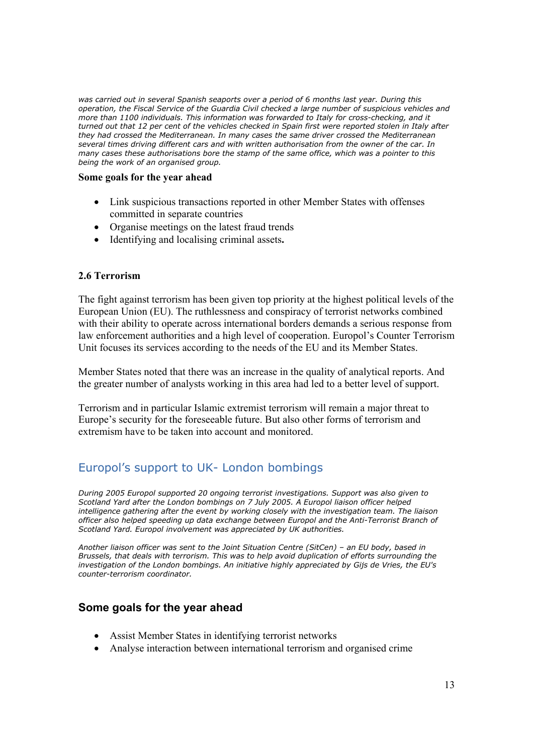*was carried out in several Spanish seaports over a period of 6 months last year. During this operation, the Fiscal Service of the Guardia Civil checked a large number of suspicious vehicles and more than 1100 individuals. This information was forwarded to Italy for cross-checking, and it turned out that 12 per cent of the vehicles checked in Spain first were reported stolen in Italy after they had crossed the Mediterranean. In many cases the same driver crossed the Mediterranean several times driving different cars and with written authorisation from the owner of the car. In many cases these authorisations bore the stamp of the same office, which was a pointer to this being the work of an organised group.*

**Some goals for the year ahead**

- Link suspicious transactions reported in other Member States with offenses committed in separate countries
- Organise meetings on the latest fraud trends
- Identifying and localising criminal assets**.**

### 2.6 Terrorism

The fight against terrorism has been given top priority at the highest political levels of the European Union (EU). The ruthlessness and conspiracy of terrorist networks combined with their ability to operate across international borders demands a serious response from law enforcement authorities and a high level of cooperation. Europol's Counter Terrorism Unit focuses its services according to the needs of the EU and its Member States.

Member States noted that there was an increase in the quality of analytical reports. And the greater number of analysts working in this area had led to a better level of support.

Terrorism and in particular Islamic extremist terrorism will remain a major threat to Europe's security for the foreseeable future. But also other forms of terrorism and extremism have to be taken into account and monitored.

## Europol's support to UK- London bombings

*During 2005 Europol supported 20 ongoing terrorist investigations. Support was also given to Scotland Yard after the London bombings on 7 July 2005. A Europol liaison officer helped intelligence gathering after the event by working closely with the investigation team. The liaison officer also helped speeding up data exchange between Europol and the Anti-Terrorist Branch of Scotland Yard. Europol involvement was appreciated by UK authorities.*

*Another liaison officer was sent to the Joint Situation Centre (SitCen) – an EU body, based in Brussels, that deals with terrorism. This was to help avoid duplication of efforts surrounding the investigation of the London bombings. An initiative highly appreciated by Gijs de Vries, the EU's counter-terrorism coordinator.*

### Some goals for the year ahead

- Assist Member States in identifying terrorist networks
- Analyse interaction between international terrorism and organised crime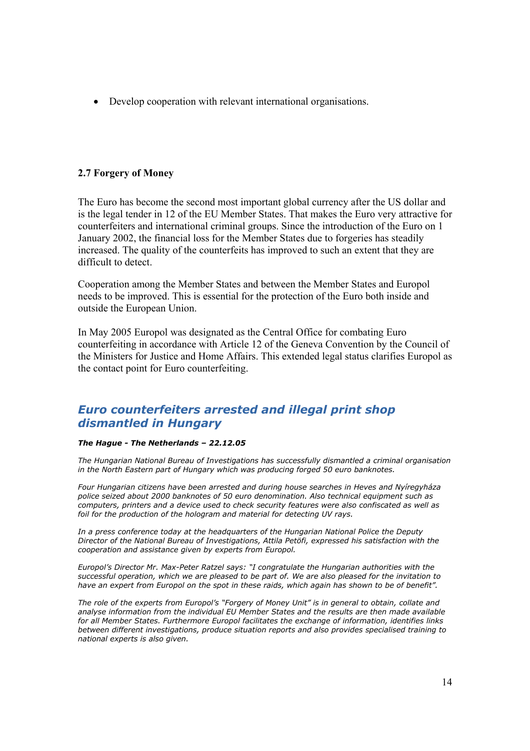- Develop cooperation with relevant international organisations.

### 2.7 Forgery of Money

The Euro has become the second most important global currency after the US dollar and is the legal tender in 12 of the EU Member States. That makes the Euro very attractive for counterfeiters and international criminal groups. Since the introduction of the Euro on 1 January 2002, the financial loss for the Member States due to forgeries has steadily increased. The quality of the counterfeits has improved to such an extent that they are difficult to detect.

Cooperation among the Member States and between the Member States and Europol needs to be improved. This is essential for the protection of the Euro both inside and outside the European Union.

In May 2005 Europol was designated as the Central Office for combating Euro counterfeiting in accordance with Article 12 of the Geneva Convention by the Council of the Ministers for Justice and Home Affairs. This extended legal status clarifies Europol as the contact point for Euro counterfeiting.

## *Euro counterfeiters arrested and illegal print shop dismantled in Hungary*

***The Hague - The Netherlands – 22.12.05***

*The Hungarian National Bureau of Investigations has successfully dismantled a criminal organisation in the North Eastern part of Hungary which was producing forged 50 euro banknotes.*

*Four Hungarian citizens have been arrested and during house searches in Heves and Nyíregyháza police seized about 2000 banknotes of 50 euro denomination. Also technical equipment such as computers, printers and a device used to check security features were also confiscated as well as foil for the production of the hologram and material for detecting UV rays.*

*In a press conference today at the headquarters of the Hungarian National Police the Deputy Director of the National Bureau of Investigations, Attila Petöfi, expressed his satisfaction with the cooperation and assistance given by experts from Europol.*

*Europol's Director Mr. Max-Peter Ratzel says: "I congratulate the Hungarian authorities with the successful operation, which we are pleased to be part of. We are also pleased for the invitation to have an expert from Europol on the spot in these raids, which again has shown to be of benefit".*

*The role of the experts from Europol's "Forgery of Money Unit" is in general to obtain, collate and analyse information from the individual EU Member States and the results are then made available for all Member States. Furthermore Europol facilitates the exchange of information, identifies links between different investigations, produce situation reports and also provides specialised training to national experts is also given.*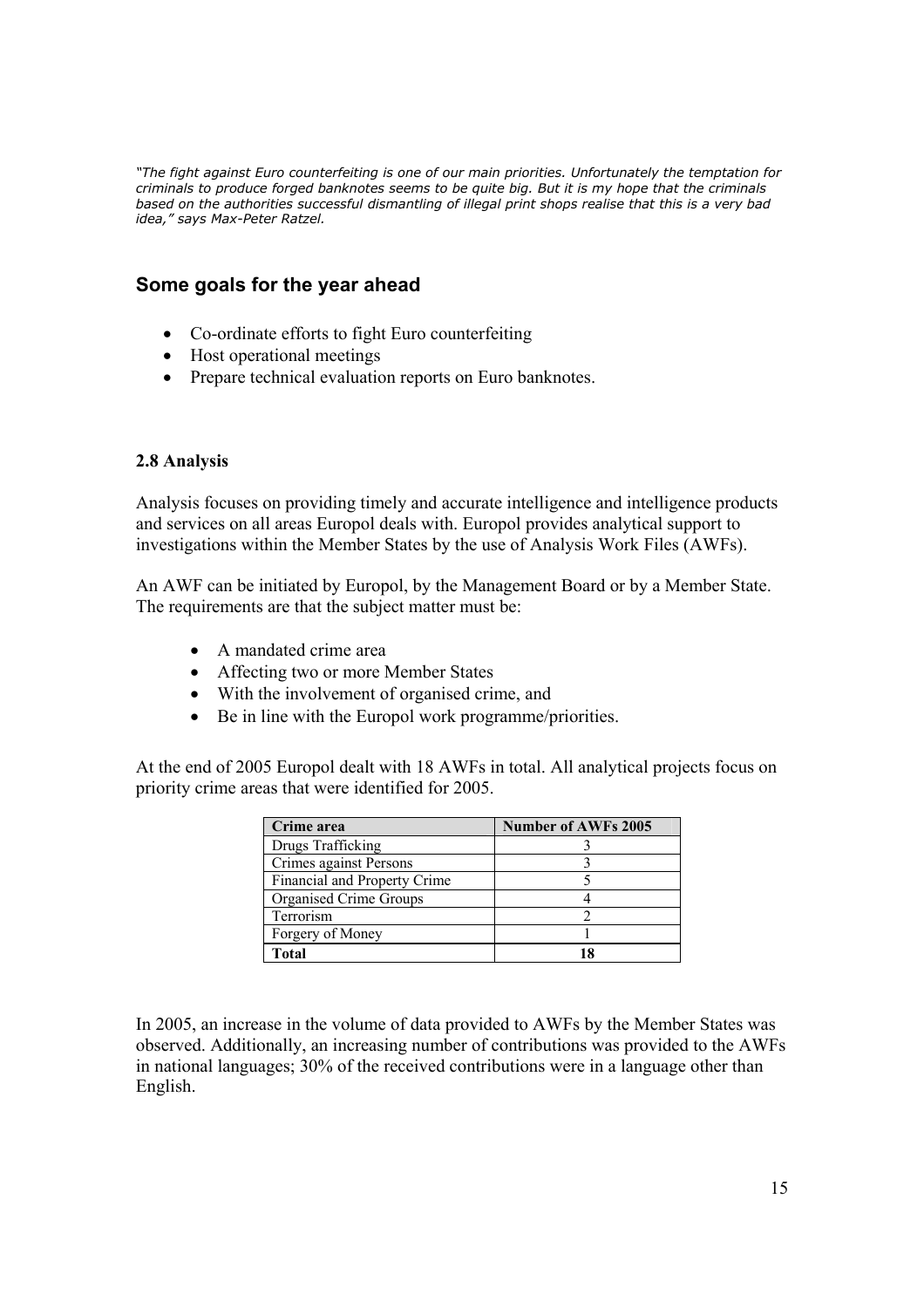*"The fight against Euro counterfeiting is one of our main priorities. Unfortunately the temptation for criminals to produce forged banknotes seems to be quite big. But it is my hope that the criminals based on the authorities successful dismantling of illegal print shops realise that this is a very bad idea," says Max-Peter Ratzel.*

## Some goals for the year ahead

- Co-ordinate efforts to fight Euro counterfeiting
- Host operational meetings
- Prepare technical evaluation reports on Euro banknotes.

### 2.8 Analysis

Analysis focuses on providing timely and accurate intelligence and intelligence products and services on all areas Europol deals with. Europol provides analytical support to investigations within the Member States by the use of Analysis Work Files (AWFs).

An AWF can be initiated by Europol, by the Management Board or by a Member State. The requirements are that the subject matter must be:

- A mandated crime area
- Affecting two or more Member States
- With the involvement of organised crime, and
- Be in line with the Europol work programme/priorities.

At the end of 2005 Europol dealt with 18 AWFs in total. All analytical projects focus on priority crime areas that were identified for 2005.

| Crime area | Number of AWFs 2005 |
|---|---|
| Drugs Trafficking | 3 |
| Crimes against Persons | 3 |
| Financial and Property Crime | 5 |
| Organised Crime Groups | 4 |
| Terrorism | 2 |
| Forgery of Money | 1 |
| **Total** | **18** |

In 2005, an increase in the volume of data provided to AWFs by the Member States was observed. Additionally, an increasing number of contributions was provided to the AWFs in national languages; 30% of the received contributions were in a language other than English.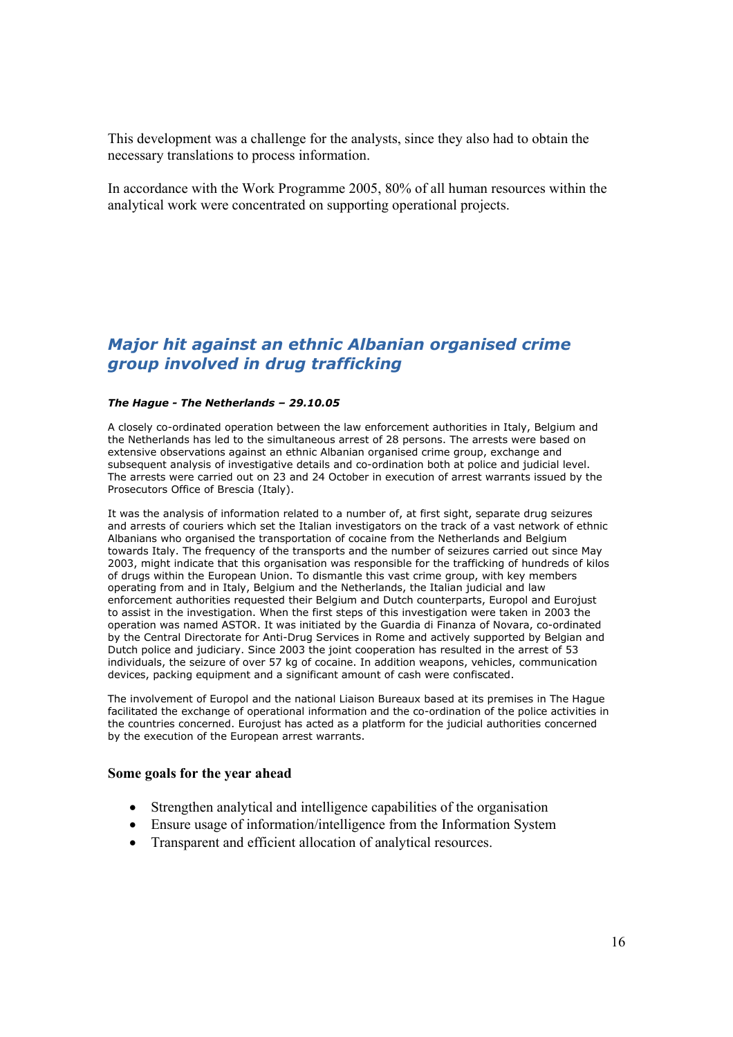This development was a challenge for the analysts, since they also had to obtain the necessary translations to process information.

In accordance with the Work Programme 2005, 80% of all human resources within the analytical work were concentrated on supporting operational projects.

## *Major hit against an ethnic Albanian organised crime group involved in drug trafficking*

***The Hague - The Netherlands – 29.10.05***

A closely co-ordinated operation between the law enforcement authorities in Italy, Belgium and the Netherlands has led to the simultaneous arrest of 28 persons. The arrests were based on extensive observations against an ethnic Albanian organised crime group, exchange and subsequent analysis of investigative details and co-ordination both at police and judicial level. The arrests were carried out on 23 and 24 October in execution of arrest warrants issued by the Prosecutors Office of Brescia (Italy).

It was the analysis of information related to a number of, at first sight, separate drug seizures and arrests of couriers which set the Italian investigators on the track of a vast network of ethnic Albanians who organised the transportation of cocaine from the Netherlands and Belgium towards Italy. The frequency of the transports and the number of seizures carried out since May 2003, might indicate that this organisation was responsible for the trafficking of hundreds of kilos of drugs within the European Union. To dismantle this vast crime group, with key members operating from and in Italy, Belgium and the Netherlands, the Italian judicial and law enforcement authorities requested their Belgium and Dutch counterparts, Europol and Eurojust to assist in the investigation. When the first steps of this investigation were taken in 2003 the operation was named ASTOR. It was initiated by the Guardia di Finanza of Novara, co-ordinated by the Central Directorate for Anti-Drug Services in Rome and actively supported by Belgian and Dutch police and judiciary. Since 2003 the joint cooperation has resulted in the arrest of 53 individuals, the seizure of over 57 kg of cocaine. In addition weapons, vehicles, communication devices, packing equipment and a significant amount of cash were confiscated.

The involvement of Europol and the national Liaison Bureaux based at its premises in The Hague facilitated the exchange of operational information and the co-ordination of the police activities in the countries concerned. Eurojust has acted as a platform for the judicial authorities concerned by the execution of the European arrest warrants.

### Some goals for the year ahead

- Strengthen analytical and intelligence capabilities of the organisation
- Ensure usage of information/intelligence from the Information System
- Transparent and efficient allocation of analytical resources.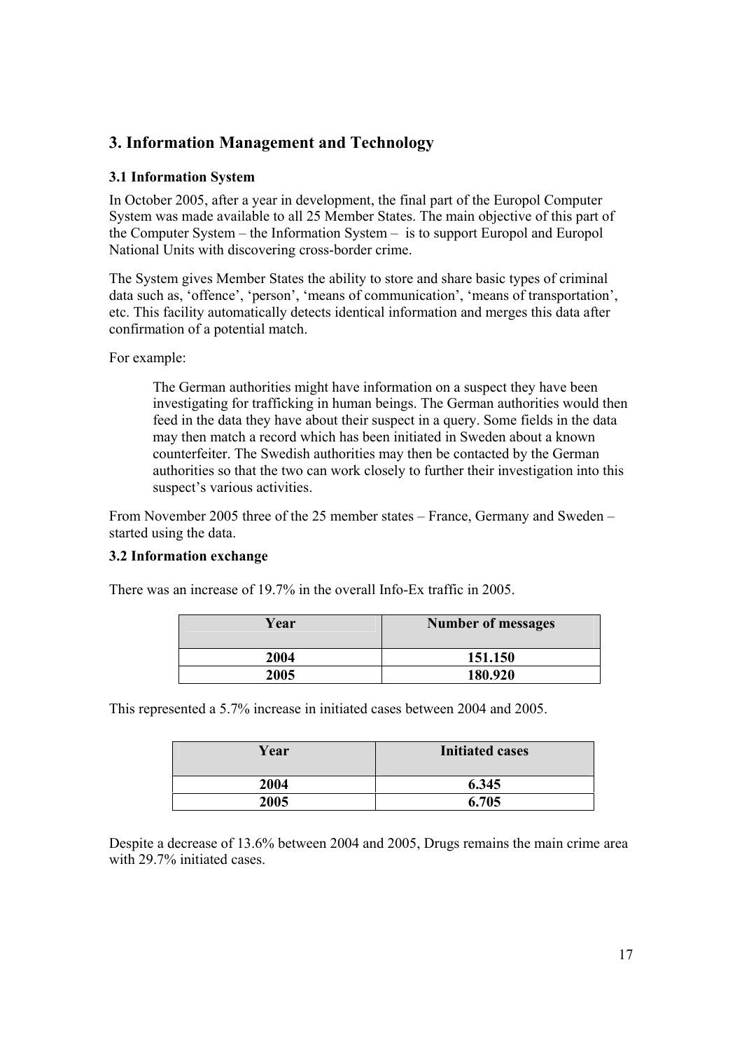## 3. Information Management and Technology

### 3.1 Information System

In October 2005, after a year in development, the final part of the Europol Computer System was made available to all 25 Member States. The main objective of this part of the Computer System – the Information System – is to support Europol and Europol National Units with discovering cross-border crime.

The System gives Member States the ability to store and share basic types of criminal data such as, 'offence', 'person', 'means of communication', 'means of transportation', etc. This facility automatically detects identical information and merges this data after confirmation of a potential match.

For example:

> The German authorities might have information on a suspect they have been investigating for trafficking in human beings. The German authorities would then feed in the data they have about their suspect in a query. Some fields in the data may then match a record which has been initiated in Sweden about a known counterfeiter. The Swedish authorities may then be contacted by the German authorities so that the two can work closely to further their investigation into this suspect's various activities.

From November 2005 three of the 25 member states – France, Germany and Sweden – started using the data.

### 3.2 Information exchange

There was an increase of 19.7% in the overall Info-Ex traffic in 2005.

| Year | Number of messages |
|---|---|
| 2004 | 151.150 |
| 2005 | 180.920 |

This represented a 5.7% increase in initiated cases between 2004 and 2005.

| Year | Initiated cases |
|---|---|
| 2004 | 6.345 |
| 2005 | 6.705 |

Despite a decrease of 13.6% between 2004 and 2005, Drugs remains the main crime area with 29.7% initiated cases.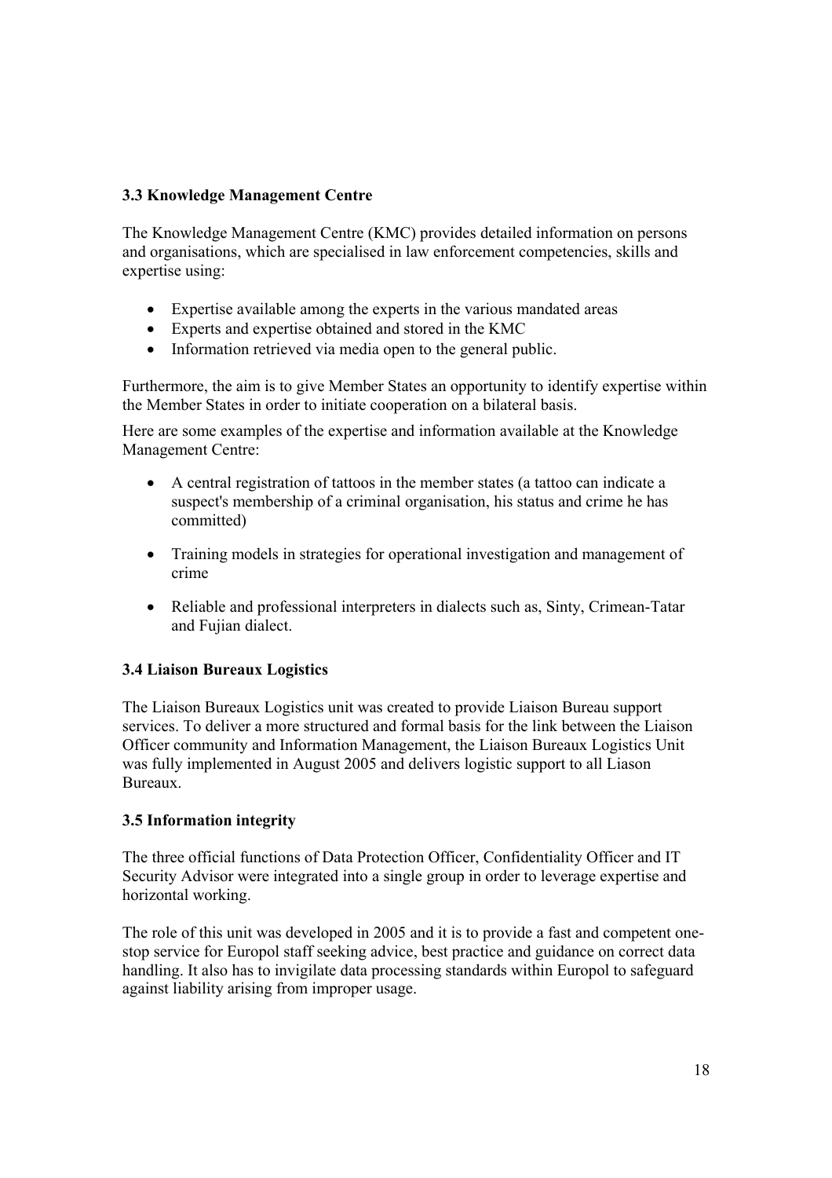### 3.3 Knowledge Management Centre

The Knowledge Management Centre (KMC) provides detailed information on persons and organisations, which are specialised in law enforcement competencies, skills and expertise using:

- Expertise available among the experts in the various mandated areas
- Experts and expertise obtained and stored in the KMC
- Information retrieved via media open to the general public.

Furthermore, the aim is to give Member States an opportunity to identify expertise within the Member States in order to initiate cooperation on a bilateral basis.

Here are some examples of the expertise and information available at the Knowledge Management Centre:

- A central registration of tattoos in the member states (a tattoo can indicate a suspect's membership of a criminal organisation, his status and crime he has committed)
- Training models in strategies for operational investigation and management of crime
- Reliable and professional interpreters in dialects such as, Sinty, Crimean-Tatar and Fujian dialect.

### 3.4 Liaison Bureaux Logistics

The Liaison Bureaux Logistics unit was created to provide Liaison Bureau support services. To deliver a more structured and formal basis for the link between the Liaison Officer community and Information Management, the Liaison Bureaux Logistics Unit was fully implemented in August 2005 and delivers logistic support to all Liason Bureaux.

### 3.5 Information integrity

The three official functions of Data Protection Officer, Confidentiality Officer and IT Security Advisor were integrated into a single group in order to leverage expertise and horizontal working.

The role of this unit was developed in 2005 and it is to provide a fast and competent one-stop service for Europol staff seeking advice, best practice and guidance on correct data handling. It also has to invigilate data processing standards within Europol to safeguard against liability arising from improper usage.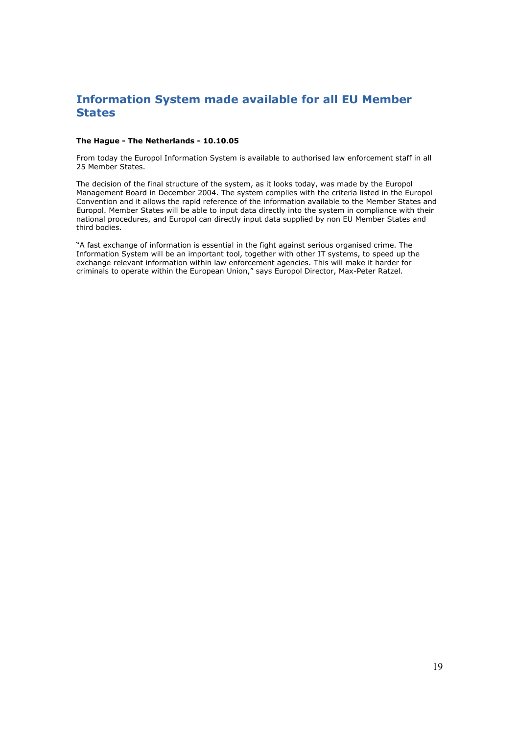## Information System made available for all EU Member States

**The Hague - The Netherlands - 10.10.05**

From today the Europol Information System is available to authorised law enforcement staff in all 25 Member States.

The decision of the final structure of the system, as it looks today, was made by the Europol Management Board in December 2004. The system complies with the criteria listed in the Europol Convention and it allows the rapid reference of the information available to the Member States and Europol. Member States will be able to input data directly into the system in compliance with their national procedures, and Europol can directly input data supplied by non EU Member States and third bodies.

"A fast exchange of information is essential in the fight against serious organised crime. The Information System will be an important tool, together with other IT systems, to speed up the exchange relevant information within law enforcement agencies. This will make it harder for criminals to operate within the European Union," says Europol Director, Max-Peter Ratzel.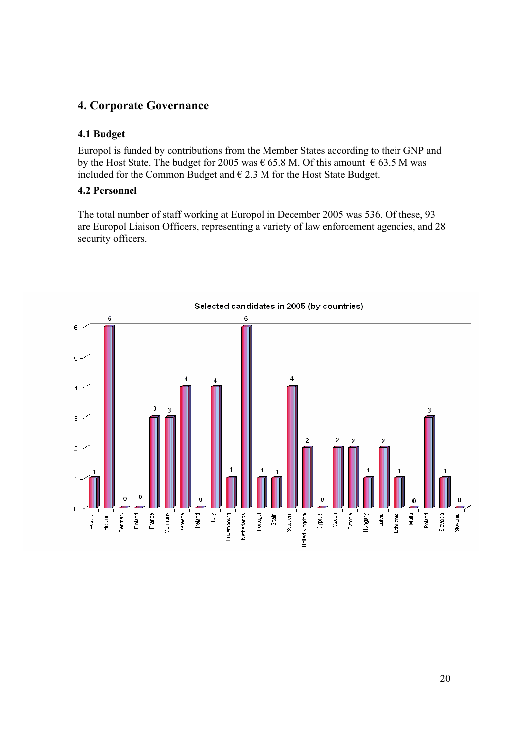## 4. Corporate Governance

### 4.1 Budget

Europol is funded by contributions from the Member States according to their GNP and by the Host State. The budget for 2005 was € 65.8 M. Of this amount € 63.5 M was included for the Common Budget and € 2.3 M for the Host State Budget.

### 4.2 Personnel

The total number of staff working at Europol in December 2005 was 536. Of these, 93 are Europol Liaison Officers, representing a variety of law enforcement agencies, and 28 security officers.

**Selected candidates in 2005 (by countries)**

| Country | Selected candidates |
|---|---|
| Austria | 1 |
| Belgium | 6 |
| Denmark | 0 |
| Finland | 0 |
| France | 3 |
| Germany | 3 |
| Greece | 4 |
| Ireland | 0 |
| Italy | 4 |
| Luxembourg | 1 |
| Netherlands | 6 |
| Portugal | 1 |
| Spain | 1 |
| Sweden | 4 |
| United Kingdom | 2 |
| Cyprus | 0 |
| Czech | 2 |
| Estonia | 2 |
| Hungary | 1 |
| Latvia | 2 |
| Lithuania | 1 |
| Malta | 0 |
| Poland | 3 |
| Slovakia | 1 |
| Slovenia | 0 |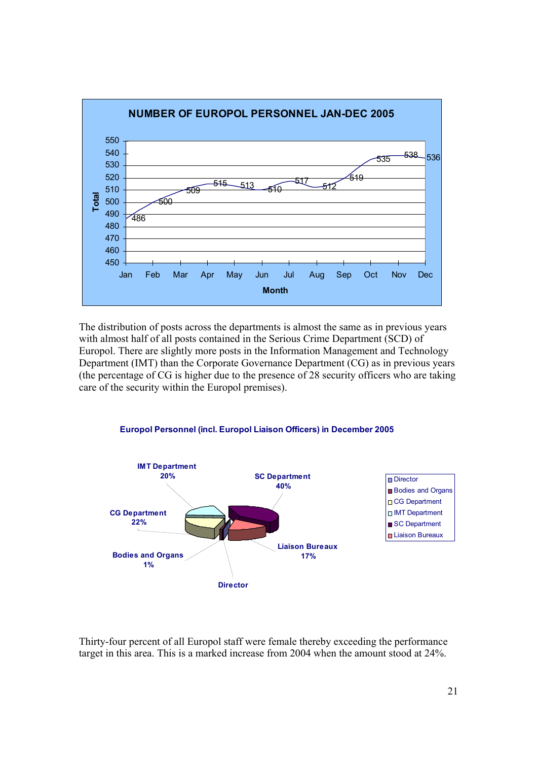**NUMBER OF EUROPOL PERSONNEL JAN-DEC 2005**

| Month | Total |
|---|---|
| Jan | 486 |
| Feb | 500 |
| Mar | 509 |
| Apr | 515 |
| May | 513 |
| Jun | 510 |
| Jul | 517 |
| Aug | 512 |
| Sep | 519 |
| Oct | 535 |
| Nov | 538 |
| Dec | 536 |

The distribution of posts across the departments is almost the same as in previous years with almost half of all posts contained in the Serious Crime Department (SCD) of Europol. There are slightly more posts in the Information Management and Technology Department (IMT) than the Corporate Governance Department (CG) as in previous years (the percentage of CG is higher due to the presence of 28 security officers who are taking care of the security within the Europol premises).

**Europol Personnel (incl. Europol Liaison Officers) in December 2005**

| Department | Share |
|---|---|
| Director | |
| Bodies and Organs | 1% |
| CG Department | 22% |
| IMT Department | 20% |
| SC Department | 40% |
| Liaison Bureaux | 17% |

Thirty-four percent of all Europol staff were female thereby exceeding the performance target in this area. This is a marked increase from 2004 when the amount stood at 24%.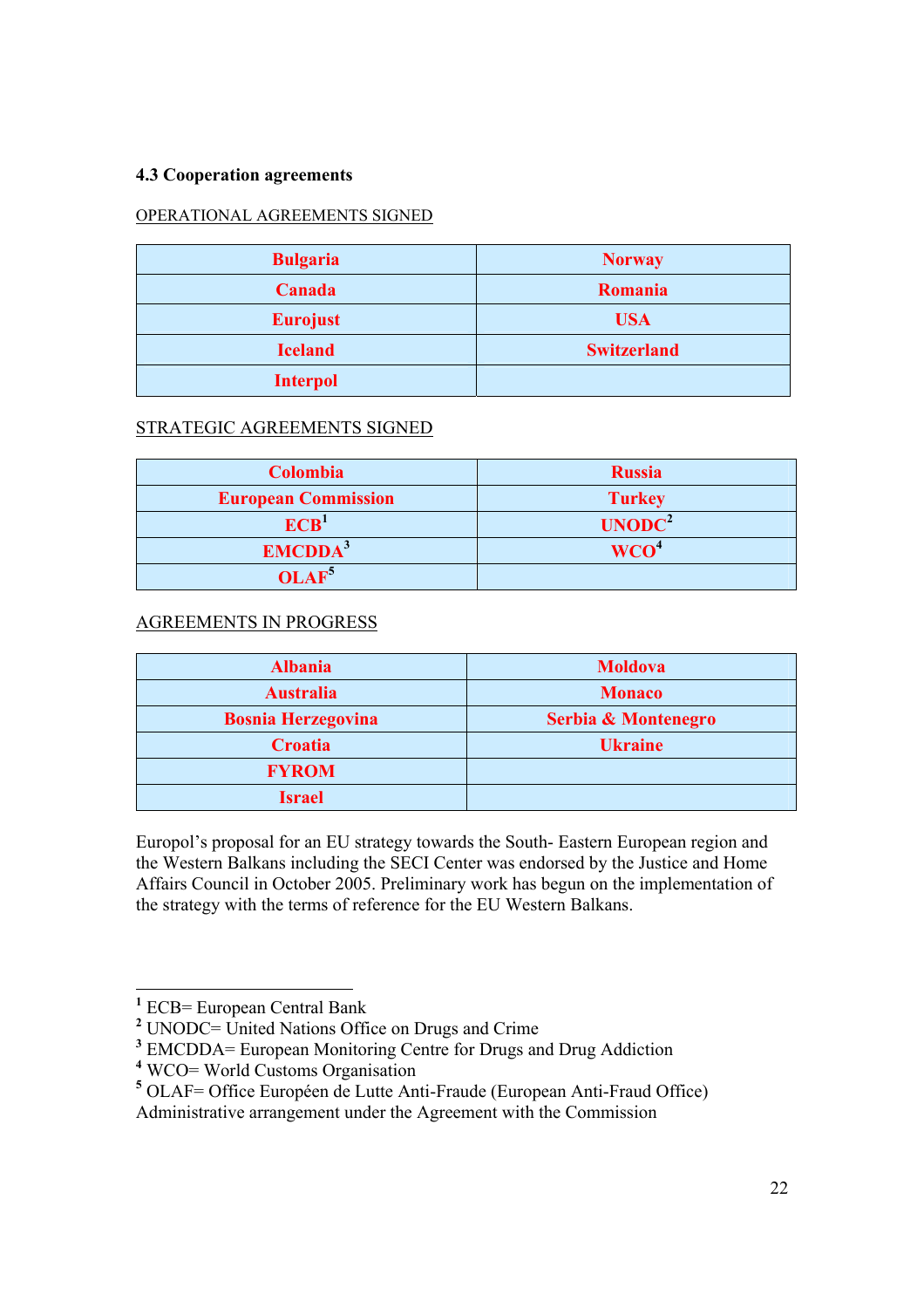### 4.3 Cooperation agreements

OPERATIONAL AGREEMENTS SIGNED

| | |
|---|---|
| **Bulgaria** | **Norway** |
| **Canada** | **Romania** |
| **Eurojust** | **USA** |
| **Iceland** | **Switzerland** |
| **Interpol** | |

STRATEGIC AGREEMENTS SIGNED

| | |
|---|---|
| **Colombia** | **Russia** |
| **European Commission** | **Turkey** |
| **ECB**[1] | **UNODC**[2] |
| **EMCDDA**[3] | **WCO**[4] |
| **OLAF**[5] | |

AGREEMENTS IN PROGRESS

| | |
|---|---|
| **Albania** | **Moldova** |
| **Australia** | **Monaco** |
| **Bosnia Herzegovina** | **Serbia & Montenegro** |
| **Croatia** | **Ukraine** |
| **FYROM** | |
| **Israel** | |

Europol's proposal for an EU strategy towards the South- Eastern European region and the Western Balkans including the SECI Center was endorsed by the Justice and Home Affairs Council in October 2005. Preliminary work has begun on the implementation of the strategy with the terms of reference for the EU Western Balkans.

---

[1] ECB= European Central Bank
[2] UNODC= United Nations Office on Drugs and Crime
[3] EMCDDA= European Monitoring Centre for Drugs and Drug Addiction
[4] WCO= World Customs Organisation
[5] OLAF= Office Européen de Lutte Anti-Fraude (European Anti-Fraud Office) Administrative arrangement under the Agreement with the Commission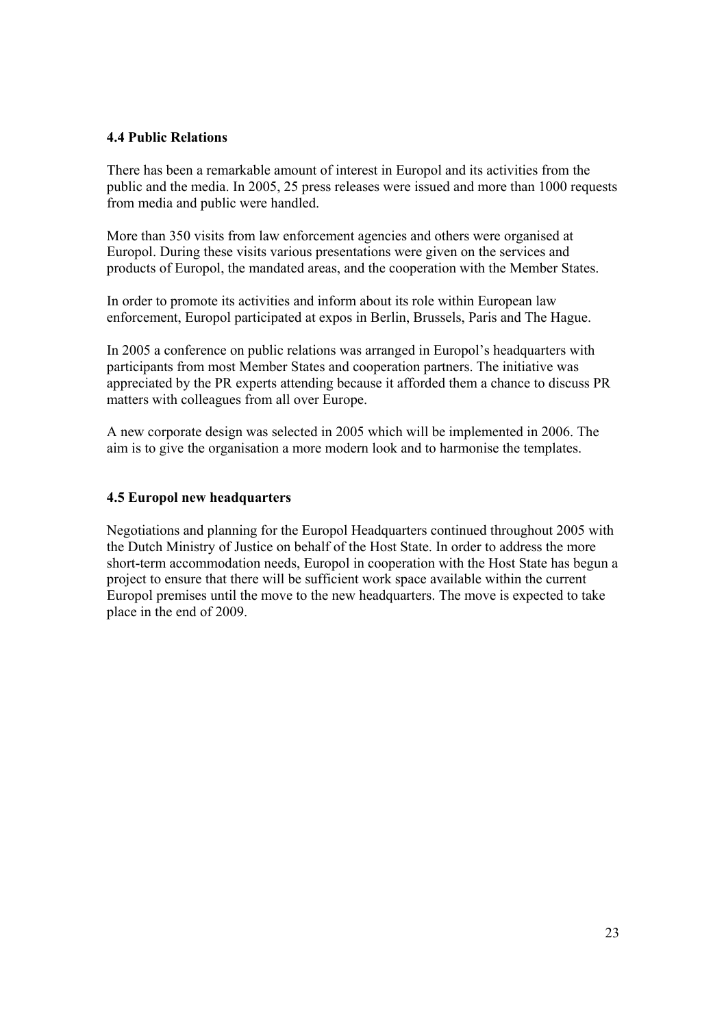### 4.4 Public Relations

There has been a remarkable amount of interest in Europol and its activities from the public and the media. In 2005, 25 press releases were issued and more than 1000 requests from media and public were handled.

More than 350 visits from law enforcement agencies and others were organised at Europol. During these visits various presentations were given on the services and products of Europol, the mandated areas, and the cooperation with the Member States.

In order to promote its activities and inform about its role within European law enforcement, Europol participated at expos in Berlin, Brussels, Paris and The Hague.

In 2005 a conference on public relations was arranged in Europol's headquarters with participants from most Member States and cooperation partners. The initiative was appreciated by the PR experts attending because it afforded them a chance to discuss PR matters with colleagues from all over Europe.

A new corporate design was selected in 2005 which will be implemented in 2006. The aim is to give the organisation a more modern look and to harmonise the templates.

### 4.5 Europol new headquarters

Negotiations and planning for the Europol Headquarters continued throughout 2005 with the Dutch Ministry of Justice on behalf of the Host State. In order to address the more short-term accommodation needs, Europol in cooperation with the Host State has begun a project to ensure that there will be sufficient work space available within the current Europol premises until the move to the new headquarters. The move is expected to take place in the end of 2009.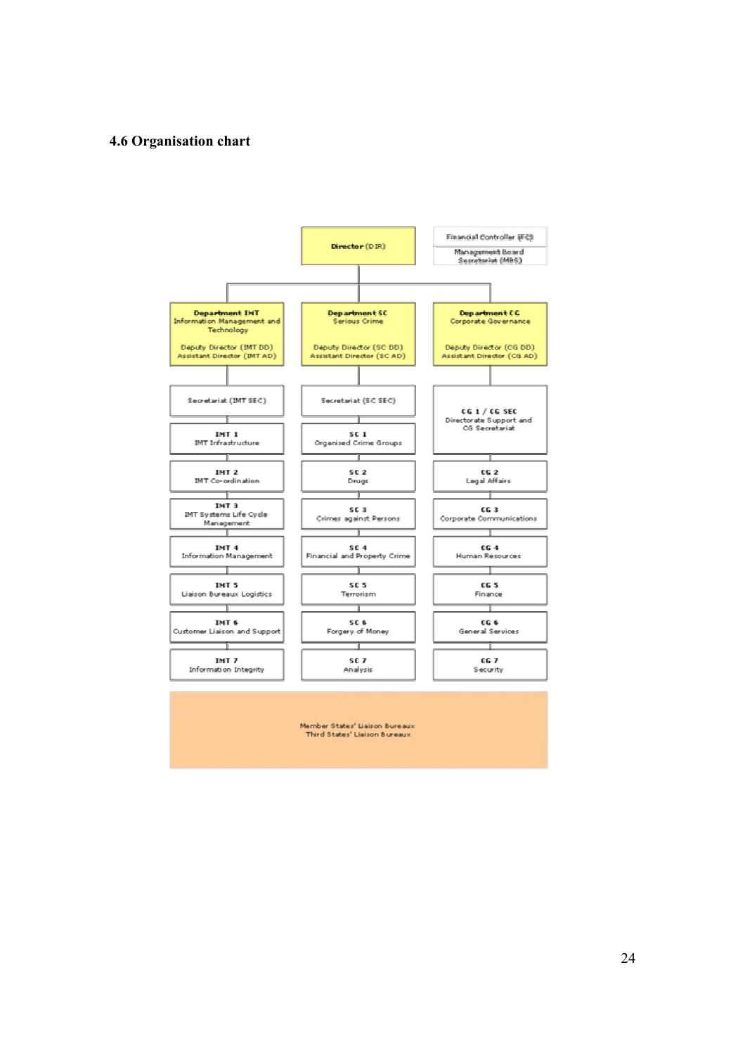## 4.6 Organisation chart

**Director** (DIR)

Financial Controller (FC)
Management Board Secretariat (MBS)

| **Department IMT** Information Management and Technology<br>Deputy Director (IMT DD)<br>Assistant Director (IMT AD) | **Department SC** Serious Crime<br>Deputy Director (SC DD)<br>Assistant Director (SC AD) | **Department CG** Corporate Governance<br>Deputy Director (CG DD)<br>Assistant Director (CG AD) |
|---|---|---|
| Secretariat (IMT SEC) | Secretariat (SC SEC) | **CG 1 / CG SEC** Directorate Support and CG Secretariat |
| **IMT 1** IMT Infrastructure | **SC 1** Organised Crime Groups | |
| **IMT 2** IMT Co-ordination | **SC 2** Drugs | **CG 2** Legal Affairs |
| **IMT 3** IMT Systems Life Cycle Management | **SC 3** Crimes against Persons | **CG 3** Corporate Communications |
| **IMT 4** Information Management | **SC 4** Financial and Property Crime | **CG 4** Human Resources |
| **IMT 5** Liaison Bureaux Logistics | **SC 5** Terrorism | **CG 5** Finance |
| **IMT 6** Customer Liaison and Support | **SC 6** Forgery of Money | **CG 6** General Services |
| **IMT 7** Information Integrity | **SC 7** Analysis | **CG 7** Security |

Member States' Liaison Bureaux
Third States' Liaison Bureaux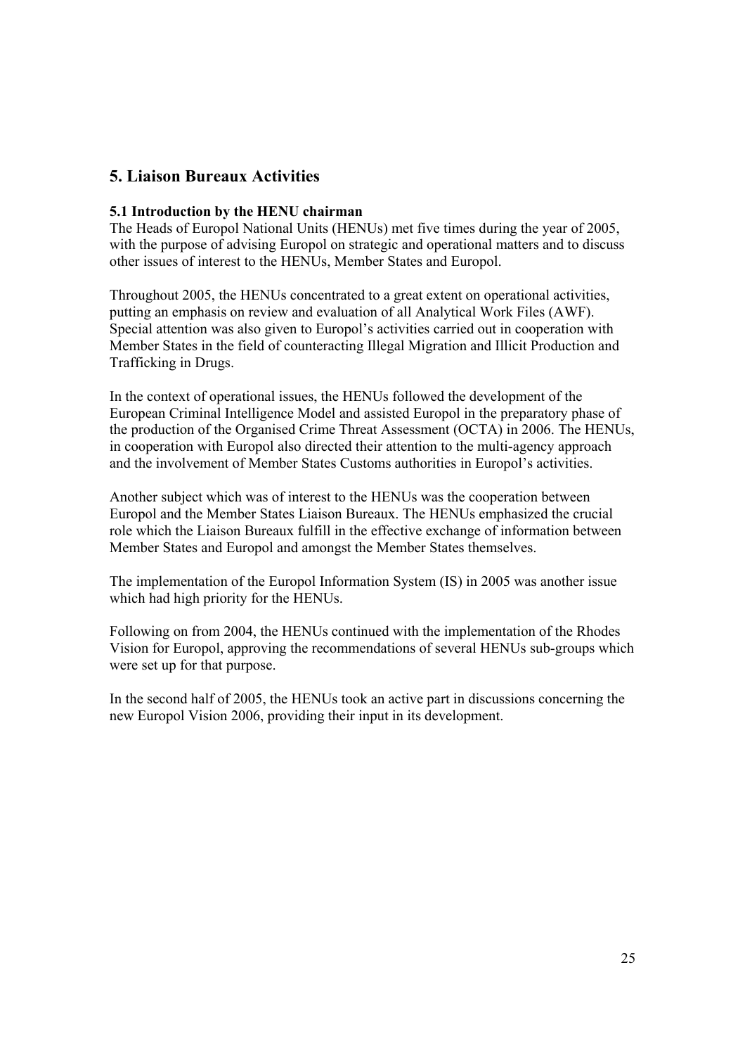## 5. Liaison Bureaux Activities

### 5.1 Introduction by the HENU chairman

The Heads of Europol National Units (HENUs) met five times during the year of 2005, with the purpose of advising Europol on strategic and operational matters and to discuss other issues of interest to the HENUs, Member States and Europol.

Throughout 2005, the HENUs concentrated to a great extent on operational activities, putting an emphasis on review and evaluation of all Analytical Work Files (AWF). Special attention was also given to Europol's activities carried out in cooperation with Member States in the field of counteracting Illegal Migration and Illicit Production and Trafficking in Drugs.

In the context of operational issues, the HENUs followed the development of the European Criminal Intelligence Model and assisted Europol in the preparatory phase of the production of the Organised Crime Threat Assessment (OCTA) in 2006. The HENUs, in cooperation with Europol also directed their attention to the multi-agency approach and the involvement of Member States Customs authorities in Europol's activities.

Another subject which was of interest to the HENUs was the cooperation between Europol and the Member States Liaison Bureaux. The HENUs emphasized the crucial role which the Liaison Bureaux fulfill in the effective exchange of information between Member States and Europol and amongst the Member States themselves.

The implementation of the Europol Information System (IS) in 2005 was another issue which had high priority for the HENUs.

Following on from 2004, the HENUs continued with the implementation of the Rhodes Vision for Europol, approving the recommendations of several HENUs sub-groups which were set up for that purpose.

In the second half of 2005, the HENUs took an active part in discussions concerning the new Europol Vision 2006, providing their input in its development.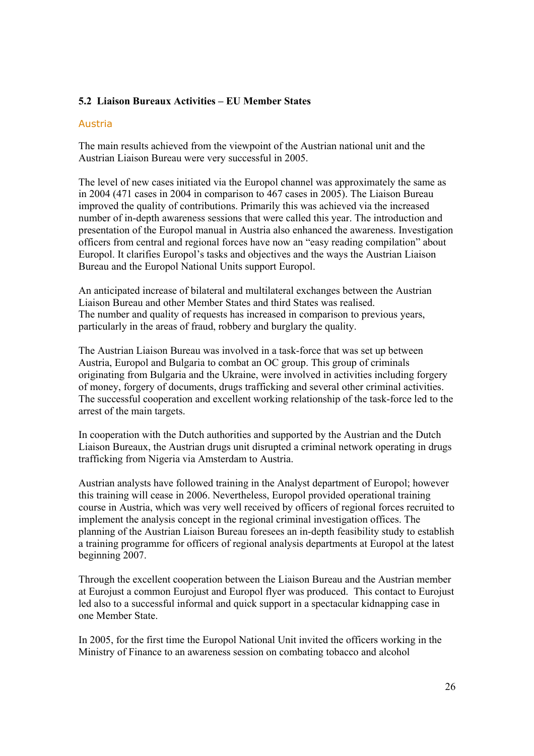## 5.2 Liaison Bureaux Activities – EU Member States

### Austria

The main results achieved from the viewpoint of the Austrian national unit and the Austrian Liaison Bureau were very successful in 2005.

The level of new cases initiated via the Europol channel was approximately the same as in 2004 (471 cases in 2004 in comparison to 467 cases in 2005). The Liaison Bureau improved the quality of contributions. Primarily this was achieved via the increased number of in-depth awareness sessions that were called this year. The introduction and presentation of the Europol manual in Austria also enhanced the awareness. Investigation officers from central and regional forces have now an "easy reading compilation" about Europol. It clarifies Europol's tasks and objectives and the ways the Austrian Liaison Bureau and the Europol National Units support Europol.

An anticipated increase of bilateral and multilateral exchanges between the Austrian Liaison Bureau and other Member States and third States was realised.
The number and quality of requests has increased in comparison to previous years, particularly in the areas of fraud, robbery and burglary the quality.

The Austrian Liaison Bureau was involved in a task-force that was set up between Austria, Europol and Bulgaria to combat an OC group. This group of criminals originating from Bulgaria and the Ukraine, were involved in activities including forgery of money, forgery of documents, drugs trafficking and several other criminal activities. The successful cooperation and excellent working relationship of the task-force led to the arrest of the main targets.

In cooperation with the Dutch authorities and supported by the Austrian and the Dutch Liaison Bureaux, the Austrian drugs unit disrupted a criminal network operating in drugs trafficking from Nigeria via Amsterdam to Austria.

Austrian analysts have followed training in the Analyst department of Europol; however this training will cease in 2006. Nevertheless, Europol provided operational training course in Austria, which was very well received by officers of regional forces recruited to implement the analysis concept in the regional criminal investigation offices. The planning of the Austrian Liaison Bureau foresees an in-depth feasibility study to establish a training programme for officers of regional analysis departments at Europol at the latest beginning 2007.

Through the excellent cooperation between the Liaison Bureau and the Austrian member at Eurojust a common Eurojust and Europol flyer was produced. This contact to Eurojust led also to a successful informal and quick support in a spectacular kidnapping case in one Member State.

In 2005, for the first time the Europol National Unit invited the officers working in the Ministry of Finance to an awareness session on combating tobacco and alcohol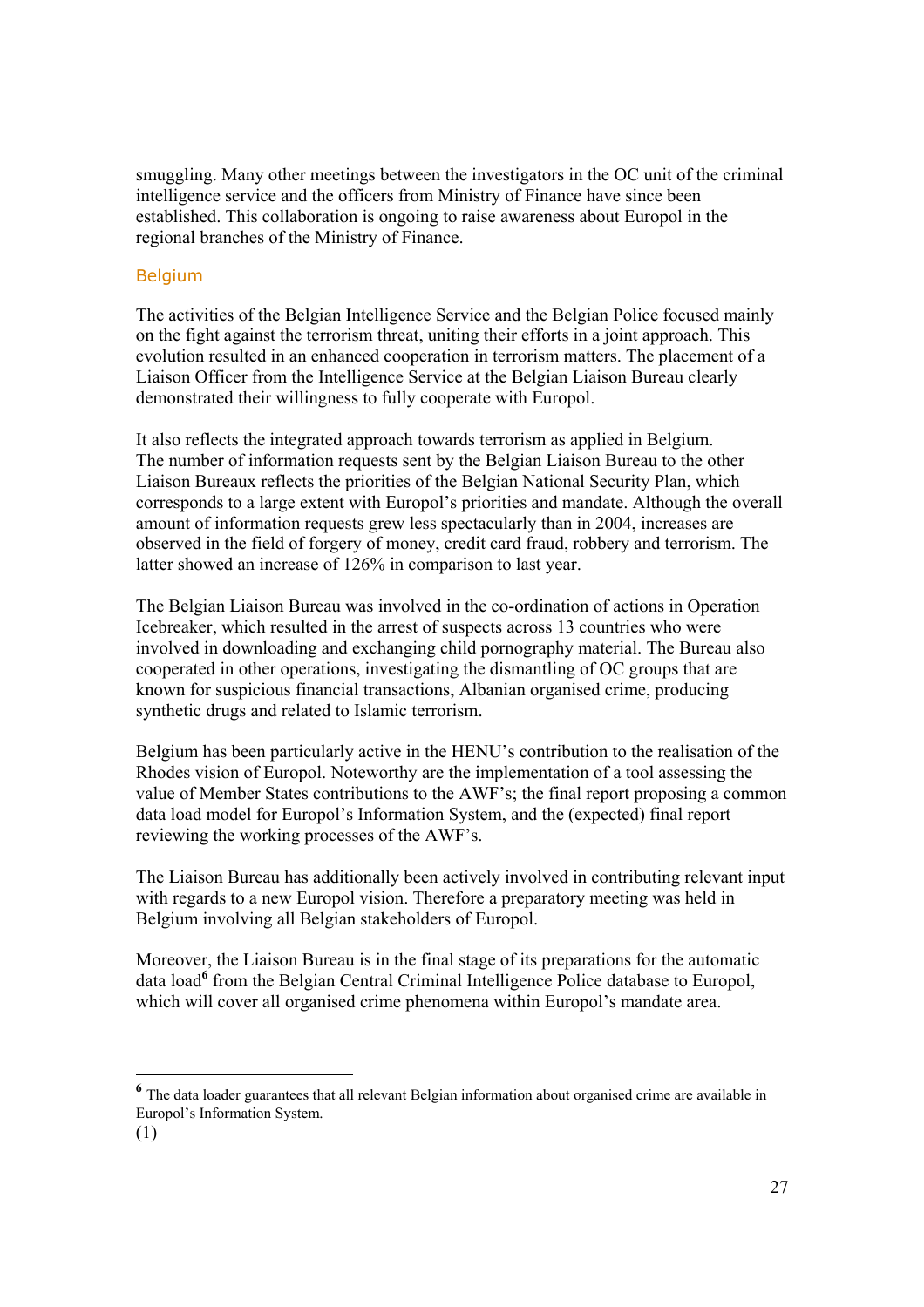smuggling. Many other meetings between the investigators in the OC unit of the criminal intelligence service and the officers from Ministry of Finance have since been established. This collaboration is ongoing to raise awareness about Europol in the regional branches of the Ministry of Finance.

### Belgium

The activities of the Belgian Intelligence Service and the Belgian Police focused mainly on the fight against the terrorism threat, uniting their efforts in a joint approach. This evolution resulted in an enhanced cooperation in terrorism matters. The placement of a Liaison Officer from the Intelligence Service at the Belgian Liaison Bureau clearly demonstrated their willingness to fully cooperate with Europol.

It also reflects the integrated approach towards terrorism as applied in Belgium. The number of information requests sent by the Belgian Liaison Bureau to the other Liaison Bureaux reflects the priorities of the Belgian National Security Plan, which corresponds to a large extent with Europol's priorities and mandate. Although the overall amount of information requests grew less spectacularly than in 2004, increases are observed in the field of forgery of money, credit card fraud, robbery and terrorism. The latter showed an increase of 126% in comparison to last year.

The Belgian Liaison Bureau was involved in the co-ordination of actions in Operation Icebreaker, which resulted in the arrest of suspects across 13 countries who were involved in downloading and exchanging child pornography material. The Bureau also cooperated in other operations, investigating the dismantling of OC groups that are known for suspicious financial transactions, Albanian organised crime, producing synthetic drugs and related to Islamic terrorism.

Belgium has been particularly active in the HENU's contribution to the realisation of the Rhodes vision of Europol. Noteworthy are the implementation of a tool assessing the value of Member States contributions to the AWF's; the final report proposing a common data load model for Europol's Information System, and the (expected) final report reviewing the working processes of the AWF's.

The Liaison Bureau has additionally been actively involved in contributing relevant input with regards to a new Europol vision. Therefore a preparatory meeting was held in Belgium involving all Belgian stakeholders of Europol.

Moreover, the Liaison Bureau is in the final stage of its preparations for the automatic data load[6] from the Belgian Central Criminal Intelligence Police database to Europol, which will cover all organised crime phenomena within Europol's mandate area.

---

[6] The data loader guarantees that all relevant Belgian information about organised crime are available in Europol's Information System.

(1)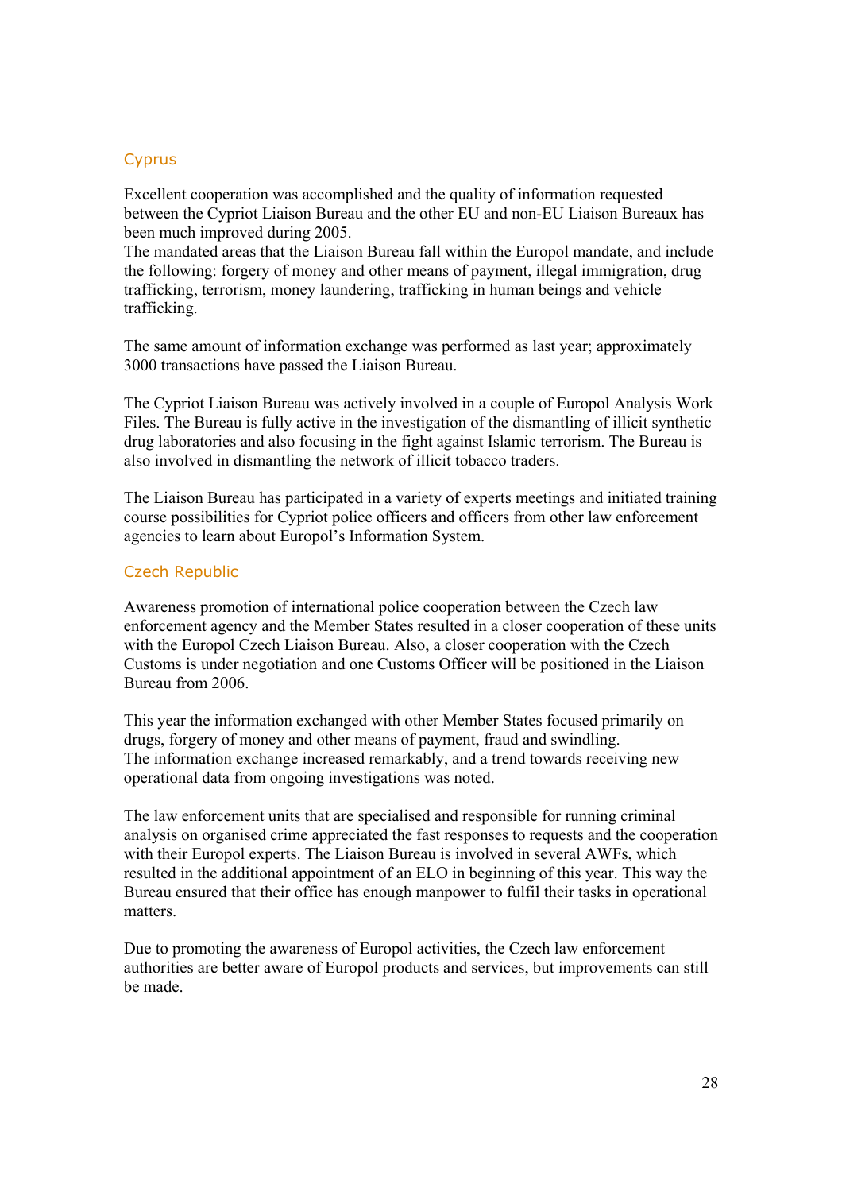## Cyprus

Excellent cooperation was accomplished and the quality of information requested between the Cypriot Liaison Bureau and the other EU and non-EU Liaison Bureaux has been much improved during 2005.
The mandated areas that the Liaison Bureau fall within the Europol mandate, and include the following: forgery of money and other means of payment, illegal immigration, drug trafficking, terrorism, money laundering, trafficking in human beings and vehicle trafficking.

The same amount of information exchange was performed as last year; approximately 3000 transactions have passed the Liaison Bureau.

The Cypriot Liaison Bureau was actively involved in a couple of Europol Analysis Work Files. The Bureau is fully active in the investigation of the dismantling of illicit synthetic drug laboratories and also focusing in the fight against Islamic terrorism. The Bureau is also involved in dismantling the network of illicit tobacco traders.

The Liaison Bureau has participated in a variety of experts meetings and initiated training course possibilities for Cypriot police officers and officers from other law enforcement agencies to learn about Europol's Information System.

## Czech Republic

Awareness promotion of international police cooperation between the Czech law enforcement agency and the Member States resulted in a closer cooperation of these units with the Europol Czech Liaison Bureau. Also, a closer cooperation with the Czech Customs is under negotiation and one Customs Officer will be positioned in the Liaison Bureau from 2006.

This year the information exchanged with other Member States focused primarily on drugs, forgery of money and other means of payment, fraud and swindling.
The information exchange increased remarkably, and a trend towards receiving new operational data from ongoing investigations was noted.

The law enforcement units that are specialised and responsible for running criminal analysis on organised crime appreciated the fast responses to requests and the cooperation with their Europol experts. The Liaison Bureau is involved in several AWFs, which resulted in the additional appointment of an ELO in beginning of this year. This way the Bureau ensured that their office has enough manpower to fulfil their tasks in operational matters.

Due to promoting the awareness of Europol activities, the Czech law enforcement authorities are better aware of Europol products and services, but improvements can still be made.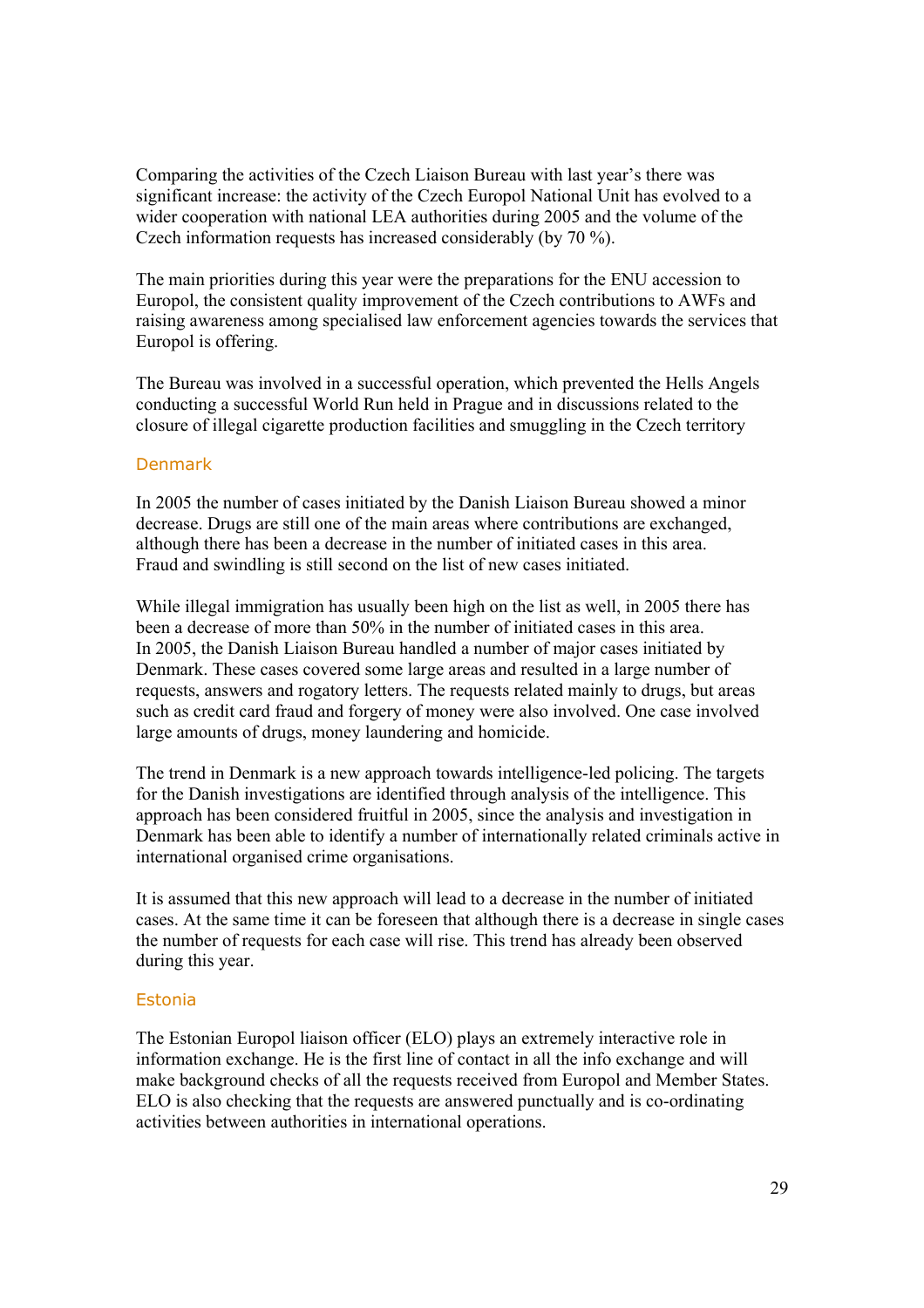Comparing the activities of the Czech Liaison Bureau with last year's there was significant increase: the activity of the Czech Europol National Unit has evolved to a wider cooperation with national LEA authorities during 2005 and the volume of the Czech information requests has increased considerably (by 70 %).

The main priorities during this year were the preparations for the ENU accession to Europol, the consistent quality improvement of the Czech contributions to AWFs and raising awareness among specialised law enforcement agencies towards the services that Europol is offering.

The Bureau was involved in a successful operation, which prevented the Hells Angels conducting a successful World Run held in Prague and in discussions related to the closure of illegal cigarette production facilities and smuggling in the Czech territory

## Denmark

In 2005 the number of cases initiated by the Danish Liaison Bureau showed a minor decrease. Drugs are still one of the main areas where contributions are exchanged, although there has been a decrease in the number of initiated cases in this area. Fraud and swindling is still second on the list of new cases initiated.

While illegal immigration has usually been high on the list as well, in 2005 there has been a decrease of more than 50% in the number of initiated cases in this area. In 2005, the Danish Liaison Bureau handled a number of major cases initiated by Denmark. These cases covered some large areas and resulted in a large number of requests, answers and rogatory letters. The requests related mainly to drugs, but areas such as credit card fraud and forgery of money were also involved. One case involved large amounts of drugs, money laundering and homicide.

The trend in Denmark is a new approach towards intelligence-led policing. The targets for the Danish investigations are identified through analysis of the intelligence. This approach has been considered fruitful in 2005, since the analysis and investigation in Denmark has been able to identify a number of internationally related criminals active in international organised crime organisations.

It is assumed that this new approach will lead to a decrease in the number of initiated cases. At the same time it can be foreseen that although there is a decrease in single cases the number of requests for each case will rise. This trend has already been observed during this year.

## Estonia

The Estonian Europol liaison officer (ELO) plays an extremely interactive role in information exchange. He is the first line of contact in all the info exchange and will make background checks of all the requests received from Europol and Member States. ELO is also checking that the requests are answered punctually and is co-ordinating activities between authorities in international operations.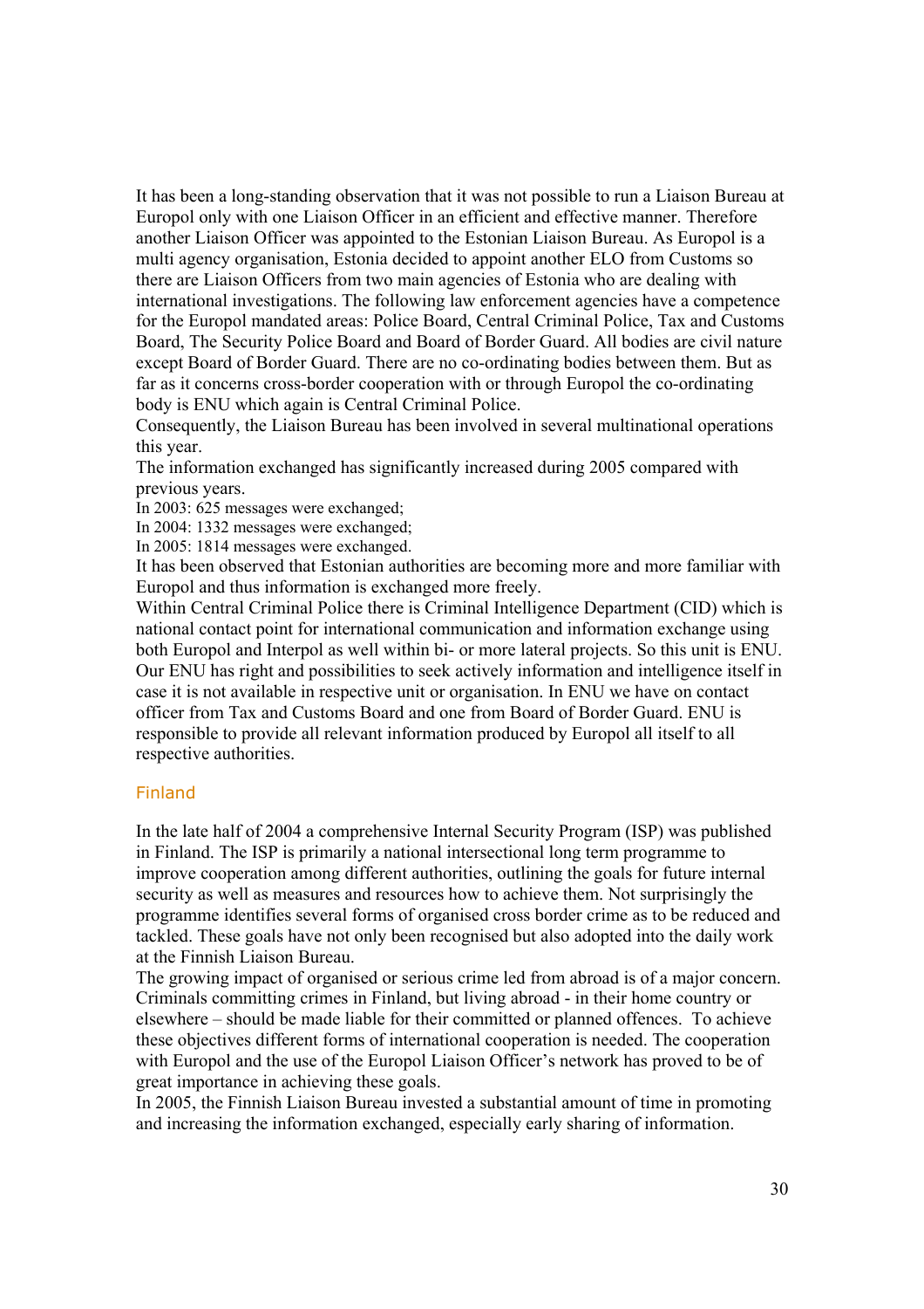It has been a long-standing observation that it was not possible to run a Liaison Bureau at Europol only with one Liaison Officer in an efficient and effective manner. Therefore another Liaison Officer was appointed to the Estonian Liaison Bureau. As Europol is a multi agency organisation, Estonia decided to appoint another ELO from Customs so there are Liaison Officers from two main agencies of Estonia who are dealing with international investigations. The following law enforcement agencies have a competence for the Europol mandated areas: Police Board, Central Criminal Police, Tax and Customs Board, The Security Police Board and Board of Border Guard. All bodies are civil nature except Board of Border Guard. There are no co-ordinating bodies between them. But as far as it concerns cross-border cooperation with or through Europol the co-ordinating body is ENU which again is Central Criminal Police.

Consequently, the Liaison Bureau has been involved in several multinational operations this year.

The information exchanged has significantly increased during 2005 compared with previous years.

In 2003: 625 messages were exchanged;
In 2004: 1332 messages were exchanged;
In 2005: 1814 messages were exchanged.

It has been observed that Estonian authorities are becoming more and more familiar with Europol and thus information is exchanged more freely.

Within Central Criminal Police there is Criminal Intelligence Department (CID) which is national contact point for international communication and information exchange using both Europol and Interpol as well within bi- or more lateral projects. So this unit is ENU. Our ENU has right and possibilities to seek actively information and intelligence itself in case it is not available in respective unit or organisation. In ENU we have on contact officer from Tax and Customs Board and one from Board of Border Guard. ENU is responsible to provide all relevant information produced by Europol all itself to all respective authorities.

### Finland

In the late half of 2004 a comprehensive Internal Security Program (ISP) was published in Finland. The ISP is primarily a national intersectional long term programme to improve cooperation among different authorities, outlining the goals for future internal security as well as measures and resources how to achieve them. Not surprisingly the programme identifies several forms of organised cross border crime as to be reduced and tackled. These goals have not only been recognised but also adopted into the daily work at the Finnish Liaison Bureau.

The growing impact of organised or serious crime led from abroad is of a major concern. Criminals committing crimes in Finland, but living abroad - in their home country or elsewhere – should be made liable for their committed or planned offences. To achieve these objectives different forms of international cooperation is needed. The cooperation with Europol and the use of the Europol Liaison Officer's network has proved to be of great importance in achieving these goals.

In 2005, the Finnish Liaison Bureau invested a substantial amount of time in promoting and increasing the information exchanged, especially early sharing of information.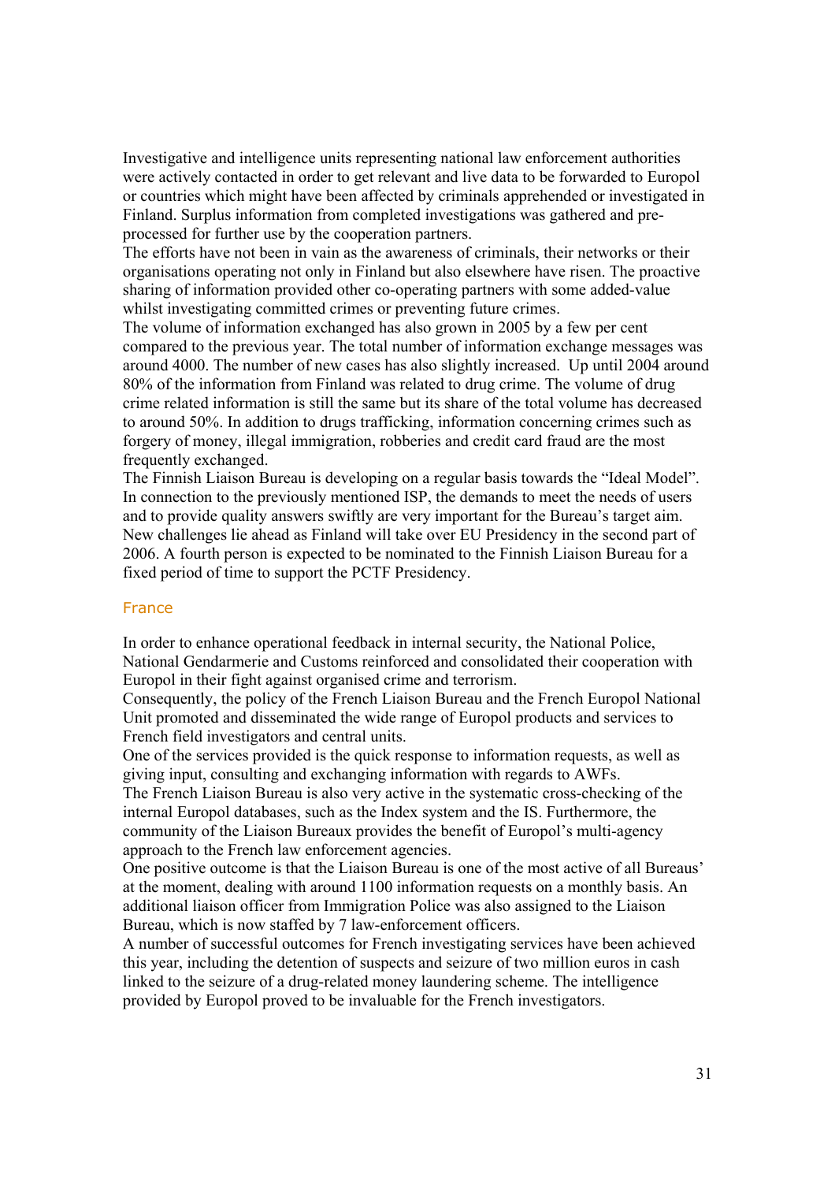Investigative and intelligence units representing national law enforcement authorities were actively contacted in order to get relevant and live data to be forwarded to Europol or countries which might have been affected by criminals apprehended or investigated in Finland. Surplus information from completed investigations was gathered and pre-processed for further use by the cooperation partners.

The efforts have not been in vain as the awareness of criminals, their networks or their organisations operating not only in Finland but also elsewhere have risen. The proactive sharing of information provided other co-operating partners with some added-value whilst investigating committed crimes or preventing future crimes.

The volume of information exchanged has also grown in 2005 by a few per cent compared to the previous year. The total number of information exchange messages was around 4000. The number of new cases has also slightly increased. Up until 2004 around 80% of the information from Finland was related to drug crime. The volume of drug crime related information is still the same but its share of the total volume has decreased to around 50%. In addition to drugs trafficking, information concerning crimes such as forgery of money, illegal immigration, robberies and credit card fraud are the most frequently exchanged.

The Finnish Liaison Bureau is developing on a regular basis towards the "Ideal Model". In connection to the previously mentioned ISP, the demands to meet the needs of users and to provide quality answers swiftly are very important for the Bureau's target aim. New challenges lie ahead as Finland will take over EU Presidency in the second part of 2006. A fourth person is expected to be nominated to the Finnish Liaison Bureau for a fixed period of time to support the PCTF Presidency.

### France

In order to enhance operational feedback in internal security, the National Police, National Gendarmerie and Customs reinforced and consolidated their cooperation with Europol in their fight against organised crime and terrorism.

Consequently, the policy of the French Liaison Bureau and the French Europol National Unit promoted and disseminated the wide range of Europol products and services to French field investigators and central units.

One of the services provided is the quick response to information requests, as well as giving input, consulting and exchanging information with regards to AWFs.

The French Liaison Bureau is also very active in the systematic cross-checking of the internal Europol databases, such as the Index system and the IS. Furthermore, the community of the Liaison Bureaux provides the benefit of Europol's multi-agency approach to the French law enforcement agencies.

One positive outcome is that the Liaison Bureau is one of the most active of all Bureaus' at the moment, dealing with around 1100 information requests on a monthly basis. An additional liaison officer from Immigration Police was also assigned to the Liaison Bureau, which is now staffed by 7 law-enforcement officers.

A number of successful outcomes for French investigating services have been achieved this year, including the detention of suspects and seizure of two million euros in cash linked to the seizure of a drug-related money laundering scheme. The intelligence provided by Europol proved to be invaluable for the French investigators.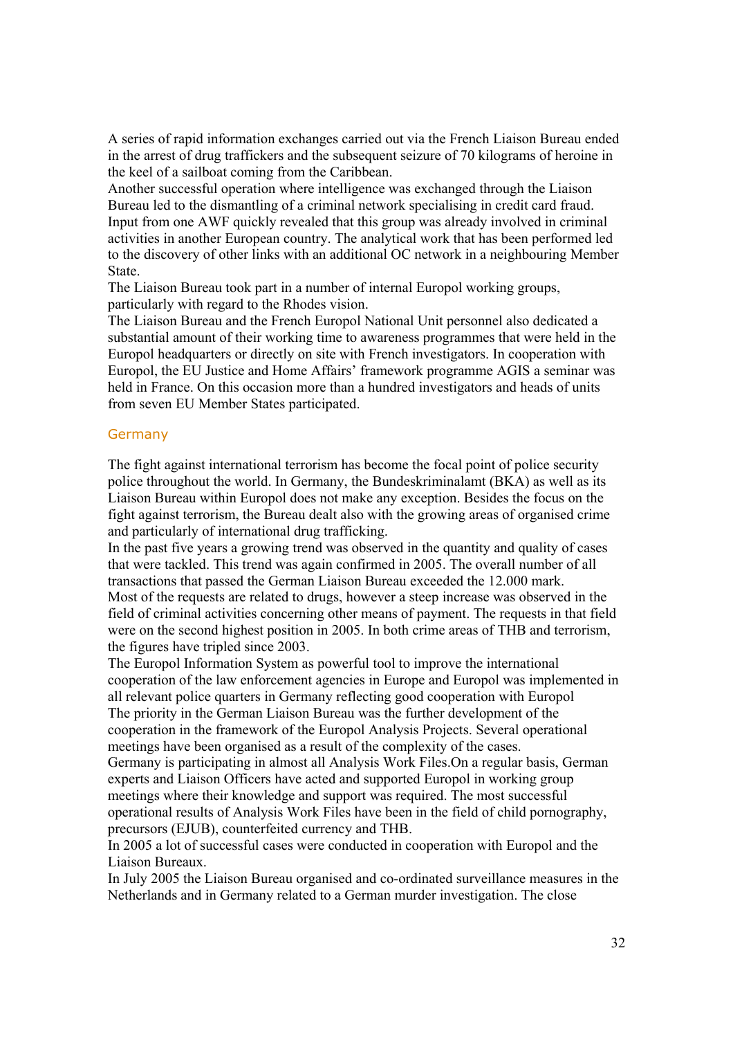A series of rapid information exchanges carried out via the French Liaison Bureau ended in the arrest of drug traffickers and the subsequent seizure of 70 kilograms of heroine in the keel of a sailboat coming from the Caribbean.
Another successful operation where intelligence was exchanged through the Liaison Bureau led to the dismantling of a criminal network specialising in credit card fraud. Input from one AWF quickly revealed that this group was already involved in criminal activities in another European country. The analytical work that has been performed led to the discovery of other links with an additional OC network in a neighbouring Member State.
The Liaison Bureau took part in a number of internal Europol working groups, particularly with regard to the Rhodes vision.
The Liaison Bureau and the French Europol National Unit personnel also dedicated a substantial amount of their working time to awareness programmes that were held in the Europol headquarters or directly on site with French investigators. In cooperation with Europol, the EU Justice and Home Affairs' framework programme AGIS a seminar was held in France. On this occasion more than a hundred investigators and heads of units from seven EU Member States participated.

### Germany

The fight against international terrorism has become the focal point of police security police throughout the world. In Germany, the Bundeskriminalamt (BKA) as well as its Liaison Bureau within Europol does not make any exception. Besides the focus on the fight against terrorism, the Bureau dealt also with the growing areas of organised crime and particularly of international drug trafficking.
In the past five years a growing trend was observed in the quantity and quality of cases that were tackled. This trend was again confirmed in 2005. The overall number of all transactions that passed the German Liaison Bureau exceeded the 12.000 mark.
Most of the requests are related to drugs, however a steep increase was observed in the field of criminal activities concerning other means of payment. The requests in that field were on the second highest position in 2005. In both crime areas of THB and terrorism, the figures have tripled since 2003.
The Europol Information System as powerful tool to improve the international cooperation of the law enforcement agencies in Europe and Europol was implemented in all relevant police quarters in Germany reflecting good cooperation with Europol
The priority in the German Liaison Bureau was the further development of the cooperation in the framework of the Europol Analysis Projects. Several operational meetings have been organised as a result of the complexity of the cases.
Germany is participating in almost all Analysis Work Files.On a regular basis, German experts and Liaison Officers have acted and supported Europol in working group meetings where their knowledge and support was required. The most successful operational results of Analysis Work Files have been in the field of child pornography, precursors (EJUB), counterfeited currency and THB.
In 2005 a lot of successful cases were conducted in cooperation with Europol and the Liaison Bureaux.
In July 2005 the Liaison Bureau organised and co-ordinated surveillance measures in the Netherlands and in Germany related to a German murder investigation. The close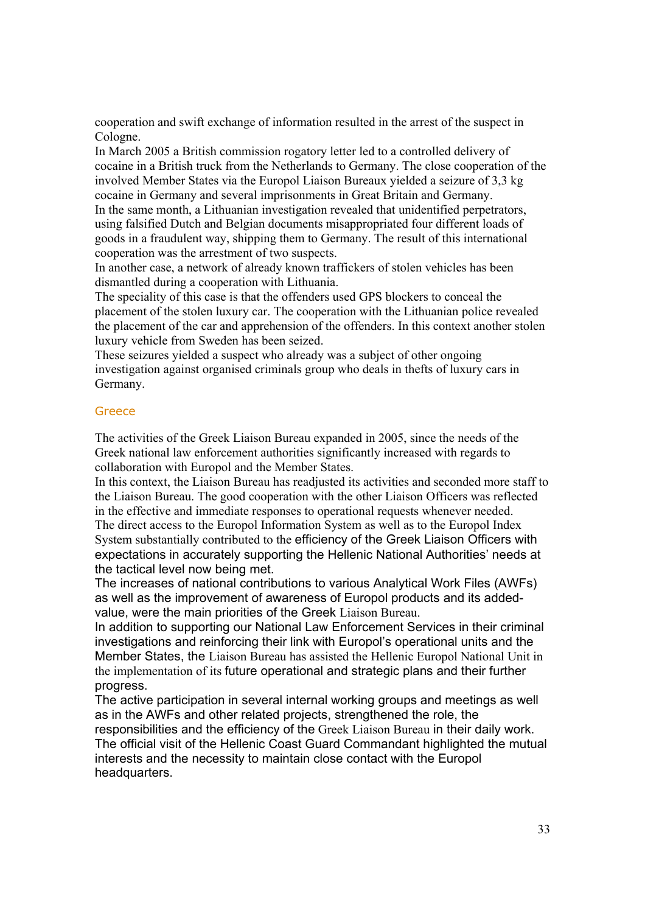cooperation and swift exchange of information resulted in the arrest of the suspect in Cologne.

In March 2005 a British commission rogatory letter led to a controlled delivery of cocaine in a British truck from the Netherlands to Germany. The close cooperation of the involved Member States via the Europol Liaison Bureaux yielded a seizure of 3,3 kg cocaine in Germany and several imprisonments in Great Britain and Germany.

In the same month, a Lithuanian investigation revealed that unidentified perpetrators, using falsified Dutch and Belgian documents misappropriated four different loads of goods in a fraudulent way, shipping them to Germany. The result of this international cooperation was the arrestment of two suspects.

In another case, a network of already known traffickers of stolen vehicles has been dismantled during a cooperation with Lithuania.

The speciality of this case is that the offenders used GPS blockers to conceal the placement of the stolen luxury car. The cooperation with the Lithuanian police revealed the placement of the car and apprehension of the offenders. In this context another stolen luxury vehicle from Sweden has been seized.

These seizures yielded a suspect who already was a subject of other ongoing investigation against organised criminals group who deals in thefts of luxury cars in Germany.

## Greece

The activities of the Greek Liaison Bureau expanded in 2005, since the needs of the Greek national law enforcement authorities significantly increased with regards to collaboration with Europol and the Member States.

In this context, the Liaison Bureau has readjusted its activities and seconded more staff to the Liaison Bureau. The good cooperation with the other Liaison Officers was reflected in the effective and immediate responses to operational requests whenever needed.

The direct access to the Europol Information System as well as to the Europol Index System substantially contributed to the efficiency of the Greek Liaison Officers with expectations in accurately supporting the Hellenic National Authorities' needs at the tactical level now being met.

The increases of national contributions to various Analytical Work Files (AWFs) as well as the improvement of awareness of Europol products and its added-value, were the main priorities of the Greek Liaison Bureau.

In addition to supporting our National Law Enforcement Services in their criminal investigations and reinforcing their link with Europol's operational units and the Member States, the Liaison Bureau has assisted the Hellenic Europol National Unit in the implementation of its future operational and strategic plans and their further progress.

The active participation in several internal working groups and meetings as well as in the AWFs and other related projects, strengthened the role, the responsibilities and the efficiency of the Greek Liaison Bureau in their daily work.

The official visit of the Hellenic Coast Guard Commandant highlighted the mutual interests and the necessity to maintain close contact with the Europol headquarters.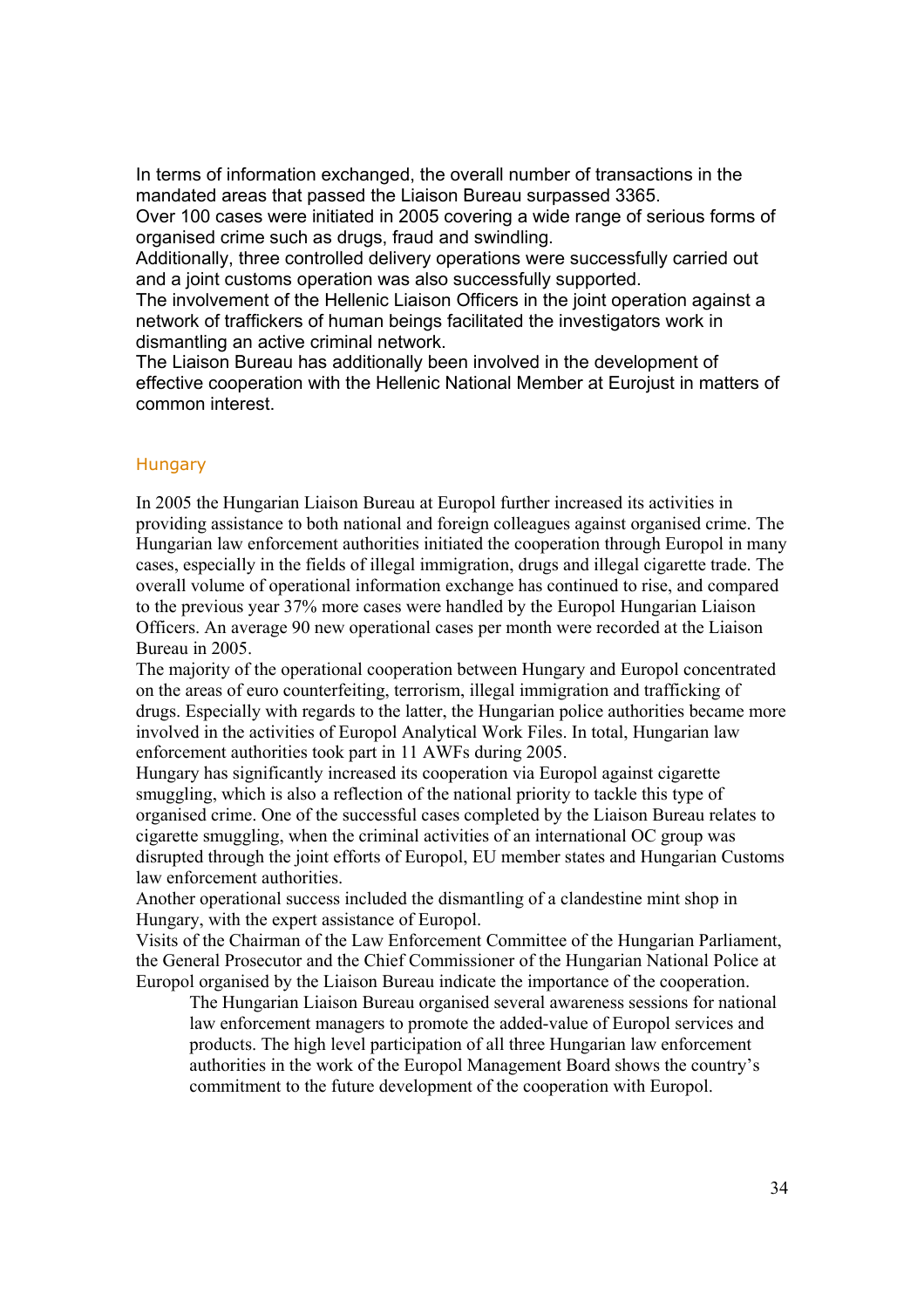In terms of information exchanged, the overall number of transactions in the mandated areas that passed the Liaison Bureau surpassed 3365.

Over 100 cases were initiated in 2005 covering a wide range of serious forms of organised crime such as drugs, fraud and swindling.

Additionally, three controlled delivery operations were successfully carried out and a joint customs operation was also successfully supported.

The involvement of the Hellenic Liaison Officers in the joint operation against a network of traffickers of human beings facilitated the investigators work in dismantling an active criminal network.

The Liaison Bureau has additionally been involved in the development of effective cooperation with the Hellenic National Member at Eurojust in matters of common interest.

### Hungary

In 2005 the Hungarian Liaison Bureau at Europol further increased its activities in providing assistance to both national and foreign colleagues against organised crime. The Hungarian law enforcement authorities initiated the cooperation through Europol in many cases, especially in the fields of illegal immigration, drugs and illegal cigarette trade. The overall volume of operational information exchange has continued to rise, and compared to the previous year 37% more cases were handled by the Europol Hungarian Liaison Officers. An average 90 new operational cases per month were recorded at the Liaison Bureau in 2005.

The majority of the operational cooperation between Hungary and Europol concentrated on the areas of euro counterfeiting, terrorism, illegal immigration and trafficking of drugs. Especially with regards to the latter, the Hungarian police authorities became more involved in the activities of Europol Analytical Work Files. In total, Hungarian law enforcement authorities took part in 11 AWFs during 2005.

Hungary has significantly increased its cooperation via Europol against cigarette smuggling, which is also a reflection of the national priority to tackle this type of organised crime. One of the successful cases completed by the Liaison Bureau relates to cigarette smuggling, when the criminal activities of an international OC group was disrupted through the joint efforts of Europol, EU member states and Hungarian Customs law enforcement authorities.

Another operational success included the dismantling of a clandestine mint shop in Hungary, with the expert assistance of Europol.

Visits of the Chairman of the Law Enforcement Committee of the Hungarian Parliament, the General Prosecutor and the Chief Commissioner of the Hungarian National Police at Europol organised by the Liaison Bureau indicate the importance of the cooperation.

The Hungarian Liaison Bureau organised several awareness sessions for national law enforcement managers to promote the added-value of Europol services and products. The high level participation of all three Hungarian law enforcement authorities in the work of the Europol Management Board shows the country's commitment to the future development of the cooperation with Europol.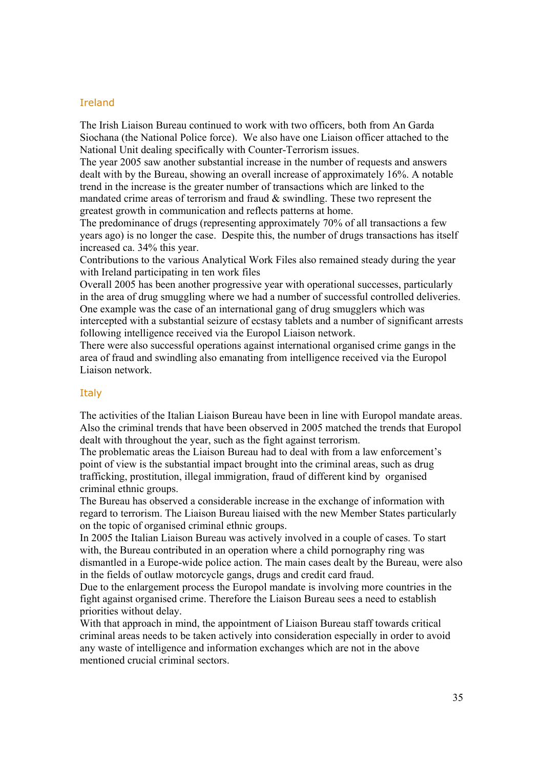## Ireland

The Irish Liaison Bureau continued to work with two officers, both from An Garda Siochana (the National Police force). We also have one Liaison officer attached to the National Unit dealing specifically with Counter-Terrorism issues.

The year 2005 saw another substantial increase in the number of requests and answers dealt with by the Bureau, showing an overall increase of approximately 16%. A notable trend in the increase is the greater number of transactions which are linked to the mandated crime areas of terrorism and fraud & swindling. These two represent the greatest growth in communication and reflects patterns at home.

The predominance of drugs (representing approximately 70% of all transactions a few years ago) is no longer the case. Despite this, the number of drugs transactions has itself increased ca. 34% this year.

Contributions to the various Analytical Work Files also remained steady during the year with Ireland participating in ten work files

Overall 2005 has been another progressive year with operational successes, particularly in the area of drug smuggling where we had a number of successful controlled deliveries. One example was the case of an international gang of drug smugglers which was intercepted with a substantial seizure of ecstasy tablets and a number of significant arrests following intelligence received via the Europol Liaison network.

There were also successful operations against international organised crime gangs in the area of fraud and swindling also emanating from intelligence received via the Europol Liaison network.

## Italy

The activities of the Italian Liaison Bureau have been in line with Europol mandate areas. Also the criminal trends that have been observed in 2005 matched the trends that Europol dealt with throughout the year, such as the fight against terrorism.

The problematic areas the Liaison Bureau had to deal with from a law enforcement's point of view is the substantial impact brought into the criminal areas, such as drug trafficking, prostitution, illegal immigration, fraud of different kind by organised criminal ethnic groups.

The Bureau has observed a considerable increase in the exchange of information with regard to terrorism. The Liaison Bureau liaised with the new Member States particularly on the topic of organised criminal ethnic groups.

In 2005 the Italian Liaison Bureau was actively involved in a couple of cases. To start with, the Bureau contributed in an operation where a child pornography ring was dismantled in a Europe-wide police action. The main cases dealt by the Bureau, were also in the fields of outlaw motorcycle gangs, drugs and credit card fraud.

Due to the enlargement process the Europol mandate is involving more countries in the fight against organised crime. Therefore the Liaison Bureau sees a need to establish priorities without delay.

With that approach in mind, the appointment of Liaison Bureau staff towards critical criminal areas needs to be taken actively into consideration especially in order to avoid any waste of intelligence and information exchanges which are not in the above mentioned crucial criminal sectors.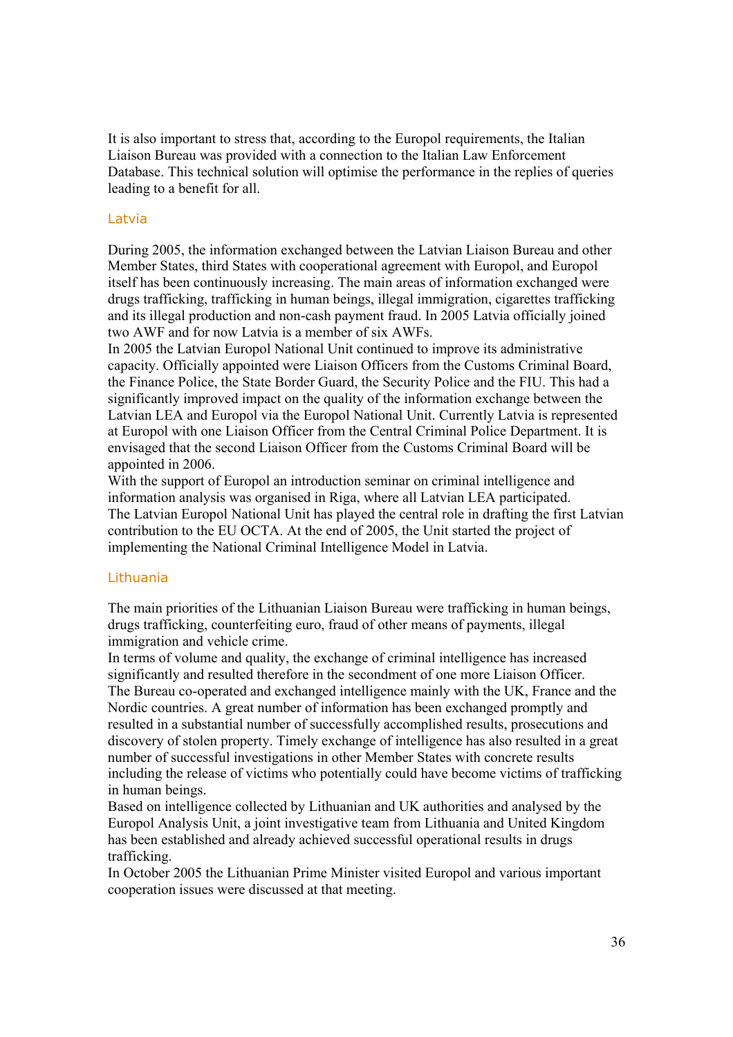It is also important to stress that, according to the Europol requirements, the Italian Liaison Bureau was provided with a connection to the Italian Law Enforcement Database. This technical solution will optimise the performance in the replies of queries leading to a benefit for all.

### Latvia

During 2005, the information exchanged between the Latvian Liaison Bureau and other Member States, third States with cooperational agreement with Europol, and Europol itself has been continuously increasing. The main areas of information exchanged were drugs trafficking, trafficking in human beings, illegal immigration, cigarettes trafficking and its illegal production and non-cash payment fraud. In 2005 Latvia officially joined two AWF and for now Latvia is a member of six AWFs.

In 2005 the Latvian Europol National Unit continued to improve its administrative capacity. Officially appointed were Liaison Officers from the Customs Criminal Board, the Finance Police, the State Border Guard, the Security Police and the FIU. This had a significantly improved impact on the quality of the information exchange between the Latvian LEA and Europol via the Europol National Unit. Currently Latvia is represented at Europol with one Liaison Officer from the Central Criminal Police Department. It is envisaged that the second Liaison Officer from the Customs Criminal Board will be appointed in 2006.

With the support of Europol an introduction seminar on criminal intelligence and information analysis was organised in Riga, where all Latvian LEA participated.

The Latvian Europol National Unit has played the central role in drafting the first Latvian contribution to the EU OCTA. At the end of 2005, the Unit started the project of implementing the National Criminal Intelligence Model in Latvia.

### Lithuania

The main priorities of the Lithuanian Liaison Bureau were trafficking in human beings, drugs trafficking, counterfeiting euro, fraud of other means of payments, illegal immigration and vehicle crime.

In terms of volume and quality, the exchange of criminal intelligence has increased significantly and resulted therefore in the secondment of one more Liaison Officer.

The Bureau co-operated and exchanged intelligence mainly with the UK, France and the Nordic countries. A great number of information has been exchanged promptly and resulted in a substantial number of successfully accomplished results, prosecutions and discovery of stolen property. Timely exchange of intelligence has also resulted in a great number of successful investigations in other Member States with concrete results including the release of victims who potentially could have become victims of trafficking in human beings.

Based on intelligence collected by Lithuanian and UK authorities and analysed by the Europol Analysis Unit, a joint investigative team from Lithuania and United Kingdom has been established and already achieved successful operational results in drugs trafficking.

In October 2005 the Lithuanian Prime Minister visited Europol and various important cooperation issues were discussed at that meeting.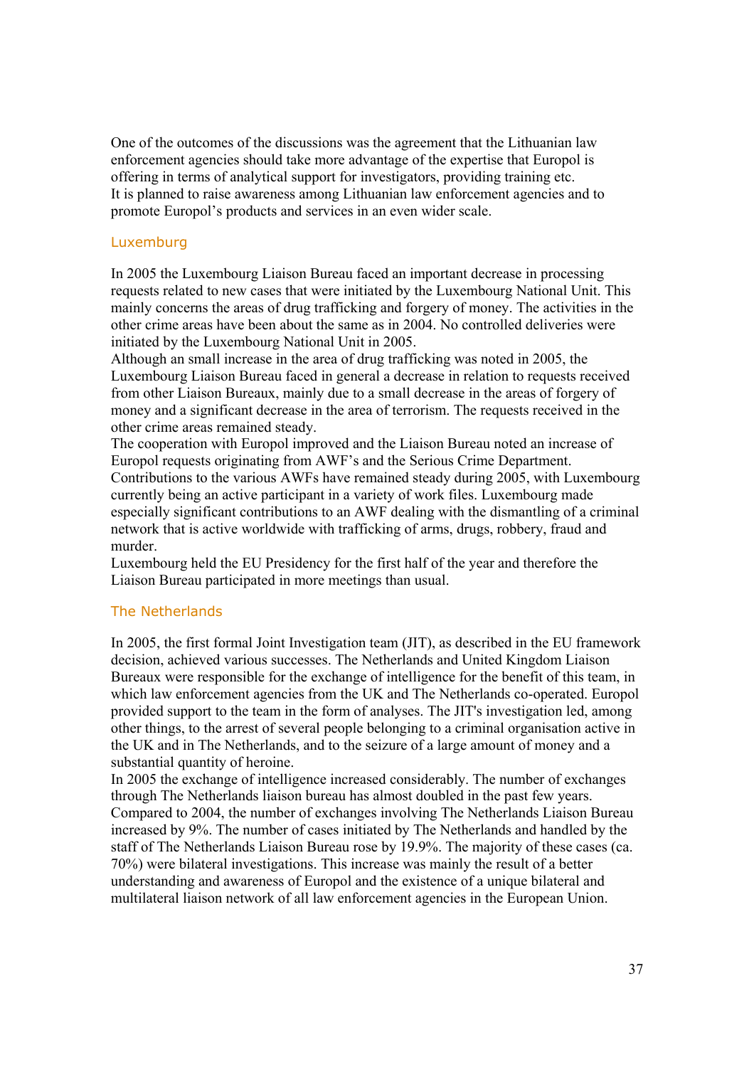One of the outcomes of the discussions was the agreement that the Lithuanian law enforcement agencies should take more advantage of the expertise that Europol is offering in terms of analytical support for investigators, providing training etc.
It is planned to raise awareness among Lithuanian law enforcement agencies and to promote Europol's products and services in an even wider scale.

### Luxemburg

In 2005 the Luxembourg Liaison Bureau faced an important decrease in processing requests related to new cases that were initiated by the Luxembourg National Unit. This mainly concerns the areas of drug trafficking and forgery of money. The activities in the other crime areas have been about the same as in 2004. No controlled deliveries were initiated by the Luxembourg National Unit in 2005.
Although an small increase in the area of drug trafficking was noted in 2005, the Luxembourg Liaison Bureau faced in general a decrease in relation to requests received from other Liaison Bureaux, mainly due to a small decrease in the areas of forgery of money and a significant decrease in the area of terrorism. The requests received in the other crime areas remained steady.
The cooperation with Europol improved and the Liaison Bureau noted an increase of Europol requests originating from AWF's and the Serious Crime Department.
Contributions to the various AWFs have remained steady during 2005, with Luxembourg currently being an active participant in a variety of work files. Luxembourg made especially significant contributions to an AWF dealing with the dismantling of a criminal network that is active worldwide with trafficking of arms, drugs, robbery, fraud and murder.
Luxembourg held the EU Presidency for the first half of the year and therefore the Liaison Bureau participated in more meetings than usual.

### The Netherlands

In 2005, the first formal Joint Investigation team (JIT), as described in the EU framework decision, achieved various successes. The Netherlands and United Kingdom Liaison Bureaux were responsible for the exchange of intelligence for the benefit of this team, in which law enforcement agencies from the UK and The Netherlands co-operated. Europol provided support to the team in the form of analyses. The JIT's investigation led, among other things, to the arrest of several people belonging to a criminal organisation active in the UK and in The Netherlands, and to the seizure of a large amount of money and a substantial quantity of heroine.
In 2005 the exchange of intelligence increased considerably. The number of exchanges through The Netherlands liaison bureau has almost doubled in the past few years. Compared to 2004, the number of exchanges involving The Netherlands Liaison Bureau increased by 9%. The number of cases initiated by The Netherlands and handled by the staff of The Netherlands Liaison Bureau rose by 19.9%. The majority of these cases (ca. 70%) were bilateral investigations. This increase was mainly the result of a better understanding and awareness of Europol and the existence of a unique bilateral and multilateral liaison network of all law enforcement agencies in the European Union.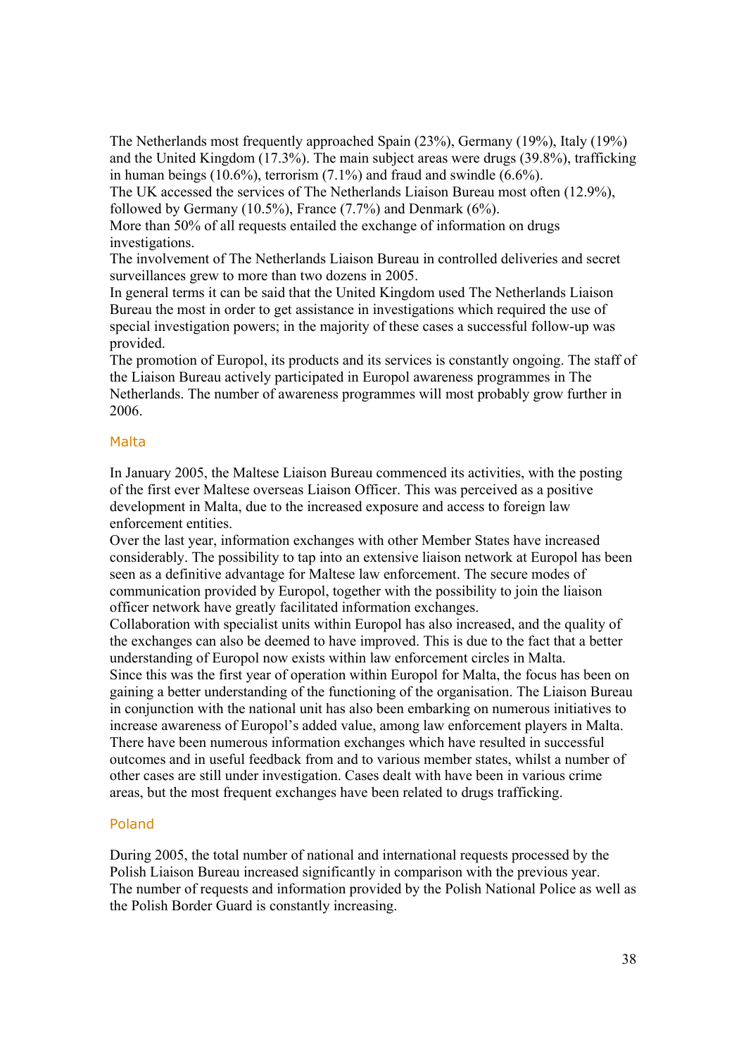The Netherlands most frequently approached Spain (23%), Germany (19%), Italy (19%) and the United Kingdom (17.3%). The main subject areas were drugs (39.8%), trafficking in human beings (10.6%), terrorism (7.1%) and fraud and swindle (6.6%).

The UK accessed the services of The Netherlands Liaison Bureau most often (12.9%), followed by Germany (10.5%), France (7.7%) and Denmark (6%).

More than 50% of all requests entailed the exchange of information on drugs investigations.

The involvement of The Netherlands Liaison Bureau in controlled deliveries and secret surveillances grew to more than two dozens in 2005.

In general terms it can be said that the United Kingdom used The Netherlands Liaison Bureau the most in order to get assistance in investigations which required the use of special investigation powers; in the majority of these cases a successful follow-up was provided.

The promotion of Europol, its products and its services is constantly ongoing. The staff of the Liaison Bureau actively participated in Europol awareness programmes in The Netherlands. The number of awareness programmes will most probably grow further in 2006.

### Malta

In January 2005, the Maltese Liaison Bureau commenced its activities, with the posting of the first ever Maltese overseas Liaison Officer. This was perceived as a positive development in Malta, due to the increased exposure and access to foreign law enforcement entities.

Over the last year, information exchanges with other Member States have increased considerably. The possibility to tap into an extensive liaison network at Europol has been seen as a definitive advantage for Maltese law enforcement. The secure modes of communication provided by Europol, together with the possibility to join the liaison officer network have greatly facilitated information exchanges.

Collaboration with specialist units within Europol has also increased, and the quality of the exchanges can also be deemed to have improved. This is due to the fact that a better understanding of Europol now exists within law enforcement circles in Malta.

Since this was the first year of operation within Europol for Malta, the focus has been on gaining a better understanding of the functioning of the organisation. The Liaison Bureau in conjunction with the national unit has also been embarking on numerous initiatives to increase awareness of Europol's added value, among law enforcement players in Malta.

There have been numerous information exchanges which have resulted in successful outcomes and in useful feedback from and to various member states, whilst a number of other cases are still under investigation. Cases dealt with have been in various crime areas, but the most frequent exchanges have been related to drugs trafficking.

### Poland

During 2005, the total number of national and international requests processed by the Polish Liaison Bureau increased significantly in comparison with the previous year.

The number of requests and information provided by the Polish National Police as well as the Polish Border Guard is constantly increasing.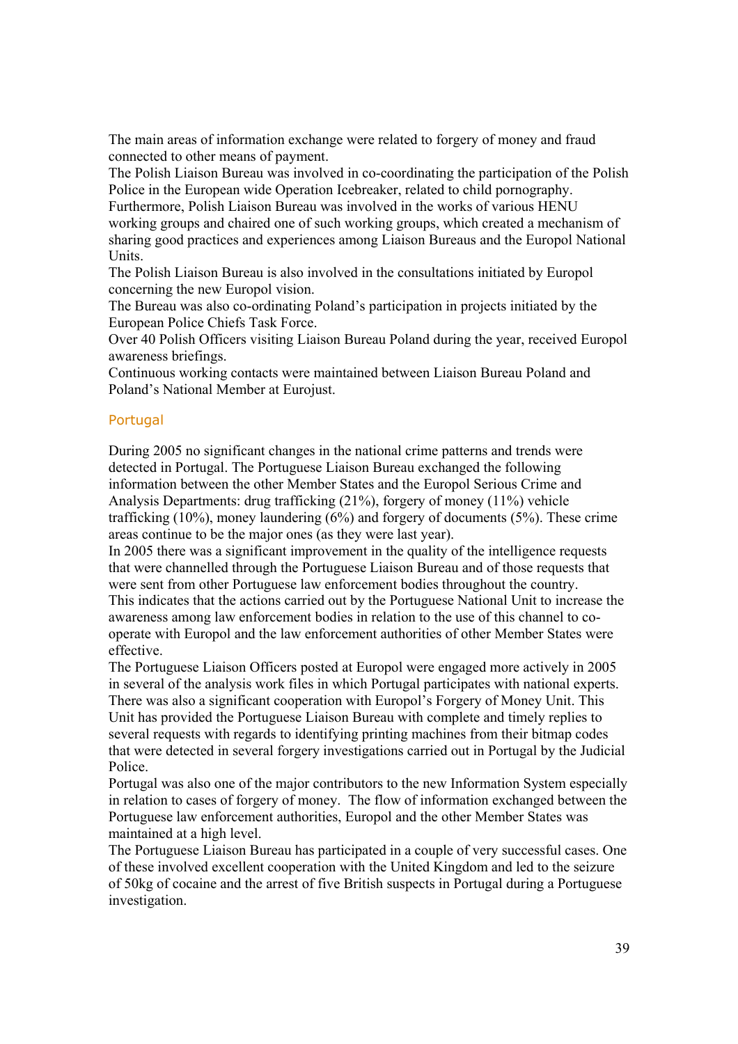The main areas of information exchange were related to forgery of money and fraud connected to other means of payment.

The Polish Liaison Bureau was involved in co-coordinating the participation of the Polish Police in the European wide Operation Icebreaker, related to child pornography.

Furthermore, Polish Liaison Bureau was involved in the works of various HENU working groups and chaired one of such working groups, which created a mechanism of sharing good practices and experiences among Liaison Bureaus and the Europol National Units.

The Polish Liaison Bureau is also involved in the consultations initiated by Europol concerning the new Europol vision.

The Bureau was also co-ordinating Poland's participation in projects initiated by the European Police Chiefs Task Force.

Over 40 Polish Officers visiting Liaison Bureau Poland during the year, received Europol awareness briefings.

Continuous working contacts were maintained between Liaison Bureau Poland and Poland's National Member at Eurojust.

## Portugal

During 2005 no significant changes in the national crime patterns and trends were detected in Portugal. The Portuguese Liaison Bureau exchanged the following information between the other Member States and the Europol Serious Crime and Analysis Departments: drug trafficking (21%), forgery of money (11%) vehicle trafficking (10%), money laundering (6%) and forgery of documents (5%). These crime areas continue to be the major ones (as they were last year).

In 2005 there was a significant improvement in the quality of the intelligence requests that were channelled through the Portuguese Liaison Bureau and of those requests that were sent from other Portuguese law enforcement bodies throughout the country.

This indicates that the actions carried out by the Portuguese National Unit to increase the awareness among law enforcement bodies in relation to the use of this channel to co-operate with Europol and the law enforcement authorities of other Member States were effective.

The Portuguese Liaison Officers posted at Europol were engaged more actively in 2005 in several of the analysis work files in which Portugal participates with national experts. There was also a significant cooperation with Europol's Forgery of Money Unit. This Unit has provided the Portuguese Liaison Bureau with complete and timely replies to several requests with regards to identifying printing machines from their bitmap codes that were detected in several forgery investigations carried out in Portugal by the Judicial Police.

Portugal was also one of the major contributors to the new Information System especially in relation to cases of forgery of money. The flow of information exchanged between the Portuguese law enforcement authorities, Europol and the other Member States was maintained at a high level.

The Portuguese Liaison Bureau has participated in a couple of very successful cases. One of these involved excellent cooperation with the United Kingdom and led to the seizure of 50kg of cocaine and the arrest of five British suspects in Portugal during a Portuguese investigation.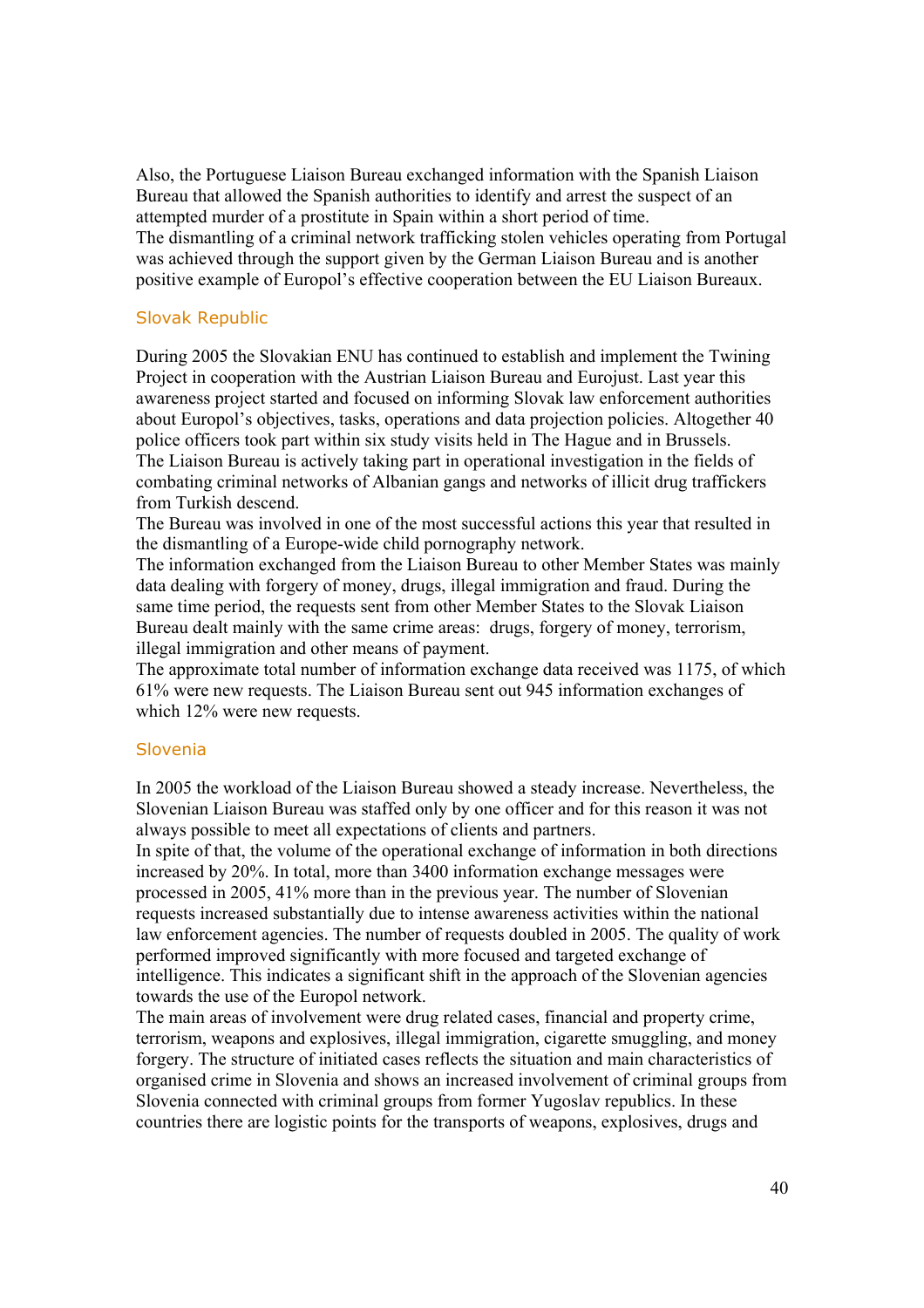Also, the Portuguese Liaison Bureau exchanged information with the Spanish Liaison Bureau that allowed the Spanish authorities to identify and arrest the suspect of an attempted murder of a prostitute in Spain within a short period of time.
The dismantling of a criminal network trafficking stolen vehicles operating from Portugal was achieved through the support given by the German Liaison Bureau and is another positive example of Europol's effective cooperation between the EU Liaison Bureaux.

### Slovak Republic

During 2005 the Slovakian ENU has continued to establish and implement the Twining Project in cooperation with the Austrian Liaison Bureau and Eurojust. Last year this awareness project started and focused on informing Slovak law enforcement authorities about Europol's objectives, tasks, operations and data projection policies. Altogether 40 police officers took part within six study visits held in The Hague and in Brussels.
The Liaison Bureau is actively taking part in operational investigation in the fields of combating criminal networks of Albanian gangs and networks of illicit drug traffickers from Turkish descend.
The Bureau was involved in one of the most successful actions this year that resulted in the dismantling of a Europe-wide child pornography network.
The information exchanged from the Liaison Bureau to other Member States was mainly data dealing with forgery of money, drugs, illegal immigration and fraud. During the same time period, the requests sent from other Member States to the Slovak Liaison Bureau dealt mainly with the same crime areas: drugs, forgery of money, terrorism, illegal immigration and other means of payment.
The approximate total number of information exchange data received was 1175, of which 61% were new requests. The Liaison Bureau sent out 945 information exchanges of which 12% were new requests.

### Slovenia

In 2005 the workload of the Liaison Bureau showed a steady increase. Nevertheless, the Slovenian Liaison Bureau was staffed only by one officer and for this reason it was not always possible to meet all expectations of clients and partners.
In spite of that, the volume of the operational exchange of information in both directions increased by 20%. In total, more than 3400 information exchange messages were processed in 2005, 41% more than in the previous year. The number of Slovenian requests increased substantially due to intense awareness activities within the national law enforcement agencies. The number of requests doubled in 2005. The quality of work performed improved significantly with more focused and targeted exchange of intelligence. This indicates a significant shift in the approach of the Slovenian agencies towards the use of the Europol network.
The main areas of involvement were drug related cases, financial and property crime, terrorism, weapons and explosives, illegal immigration, cigarette smuggling, and money forgery. The structure of initiated cases reflects the situation and main characteristics of organised crime in Slovenia and shows an increased involvement of criminal groups from Slovenia connected with criminal groups from former Yugoslav republics. In these countries there are logistic points for the transports of weapons, explosives, drugs and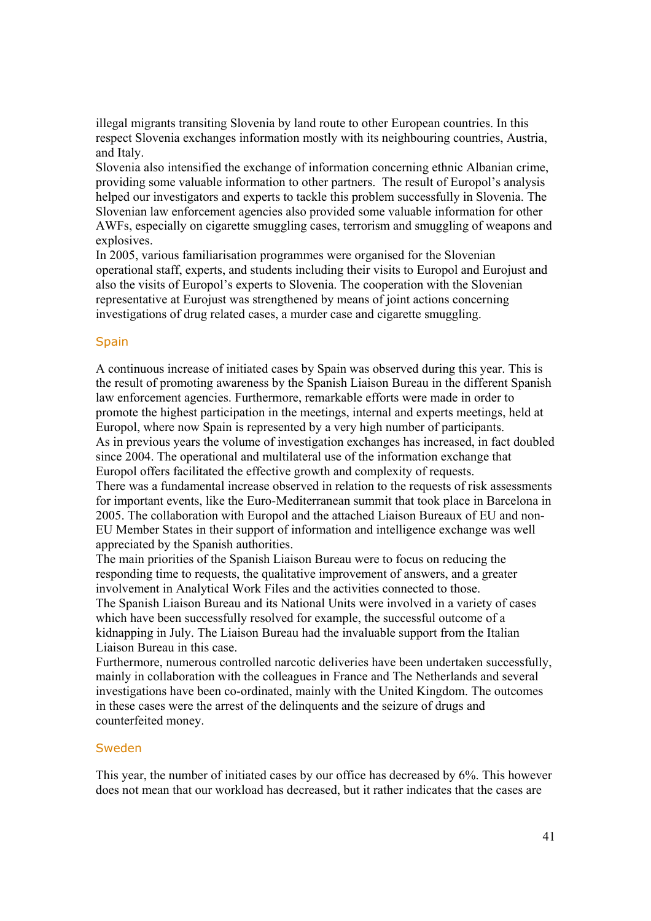illegal migrants transiting Slovenia by land route to other European countries. In this respect Slovenia exchanges information mostly with its neighbouring countries, Austria, and Italy.

Slovenia also intensified the exchange of information concerning ethnic Albanian crime, providing some valuable information to other partners. The result of Europol's analysis helped our investigators and experts to tackle this problem successfully in Slovenia. The Slovenian law enforcement agencies also provided some valuable information for other AWFs, especially on cigarette smuggling cases, terrorism and smuggling of weapons and explosives.

In 2005, various familiarisation programmes were organised for the Slovenian operational staff, experts, and students including their visits to Europol and Eurojust and also the visits of Europol's experts to Slovenia. The cooperation with the Slovenian representative at Eurojust was strengthened by means of joint actions concerning investigations of drug related cases, a murder case and cigarette smuggling.

### Spain

A continuous increase of initiated cases by Spain was observed during this year. This is the result of promoting awareness by the Spanish Liaison Bureau in the different Spanish law enforcement agencies. Furthermore, remarkable efforts were made in order to promote the highest participation in the meetings, internal and experts meetings, held at Europol, where now Spain is represented by a very high number of participants.

As in previous years the volume of investigation exchanges has increased, in fact doubled since 2004. The operational and multilateral use of the information exchange that Europol offers facilitated the effective growth and complexity of requests.

There was a fundamental increase observed in relation to the requests of risk assessments for important events, like the Euro-Mediterranean summit that took place in Barcelona in 2005. The collaboration with Europol and the attached Liaison Bureaux of EU and non-EU Member States in their support of information and intelligence exchange was well appreciated by the Spanish authorities.

The main priorities of the Spanish Liaison Bureau were to focus on reducing the responding time to requests, the qualitative improvement of answers, and a greater involvement in Analytical Work Files and the activities connected to those.

The Spanish Liaison Bureau and its National Units were involved in a variety of cases which have been successfully resolved for example, the successful outcome of a kidnapping in July. The Liaison Bureau had the invaluable support from the Italian Liaison Bureau in this case.

Furthermore, numerous controlled narcotic deliveries have been undertaken successfully, mainly in collaboration with the colleagues in France and The Netherlands and several investigations have been co-ordinated, mainly with the United Kingdom. The outcomes in these cases were the arrest of the delinquents and the seizure of drugs and counterfeited money.

### Sweden

This year, the number of initiated cases by our office has decreased by 6%. This however does not mean that our workload has decreased, but it rather indicates that the cases are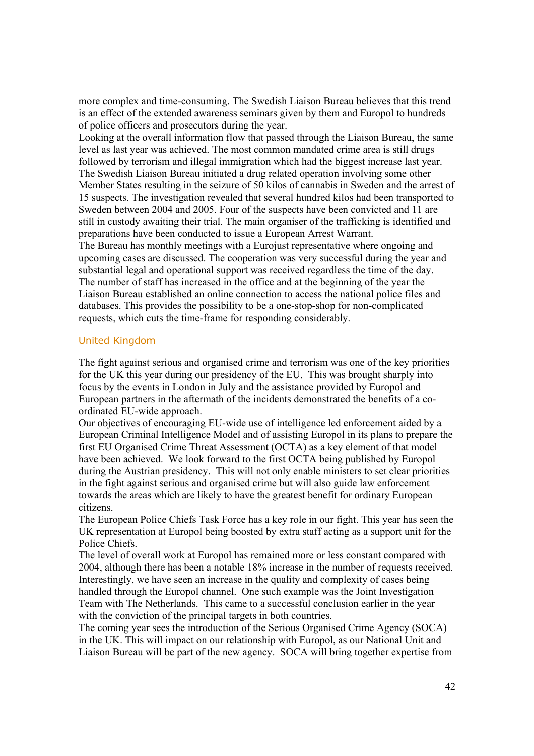more complex and time-consuming. The Swedish Liaison Bureau believes that this trend is an effect of the extended awareness seminars given by them and Europol to hundreds of police officers and prosecutors during the year.

Looking at the overall information flow that passed through the Liaison Bureau, the same level as last year was achieved. The most common mandated crime area is still drugs followed by terrorism and illegal immigration which had the biggest increase last year.

The Swedish Liaison Bureau initiated a drug related operation involving some other Member States resulting in the seizure of 50 kilos of cannabis in Sweden and the arrest of 15 suspects. The investigation revealed that several hundred kilos had been transported to Sweden between 2004 and 2005. Four of the suspects have been convicted and 11 are still in custody awaiting their trial. The main organiser of the trafficking is identified and preparations have been conducted to issue a European Arrest Warrant.

The Bureau has monthly meetings with a Eurojust representative where ongoing and upcoming cases are discussed. The cooperation was very successful during the year and substantial legal and operational support was received regardless the time of the day.

The number of staff has increased in the office and at the beginning of the year the Liaison Bureau established an online connection to access the national police files and databases. This provides the possibility to be a one-stop-shop for non-complicated requests, which cuts the time-frame for responding considerably.

### United Kingdom

The fight against serious and organised crime and terrorism was one of the key priorities for the UK this year during our presidency of the EU. This was brought sharply into focus by the events in London in July and the assistance provided by Europol and European partners in the aftermath of the incidents demonstrated the benefits of a co-ordinated EU-wide approach.

Our objectives of encouraging EU-wide use of intelligence led enforcement aided by a European Criminal Intelligence Model and of assisting Europol in its plans to prepare the first EU Organised Crime Threat Assessment (OCTA) as a key element of that model have been achieved. We look forward to the first OCTA being published by Europol during the Austrian presidency. This will not only enable ministers to set clear priorities in the fight against serious and organised crime but will also guide law enforcement towards the areas which are likely to have the greatest benefit for ordinary European citizens.

The European Police Chiefs Task Force has a key role in our fight. This year has seen the UK representation at Europol being boosted by extra staff acting as a support unit for the Police Chiefs.

The level of overall work at Europol has remained more or less constant compared with 2004, although there has been a notable 18% increase in the number of requests received. Interestingly, we have seen an increase in the quality and complexity of cases being handled through the Europol channel. One such example was the Joint Investigation Team with The Netherlands. This came to a successful conclusion earlier in the year with the conviction of the principal targets in both countries.

The coming year sees the introduction of the Serious Organised Crime Agency (SOCA) in the UK. This will impact on our relationship with Europol, as our National Unit and Liaison Bureau will be part of the new agency. SOCA will bring together expertise from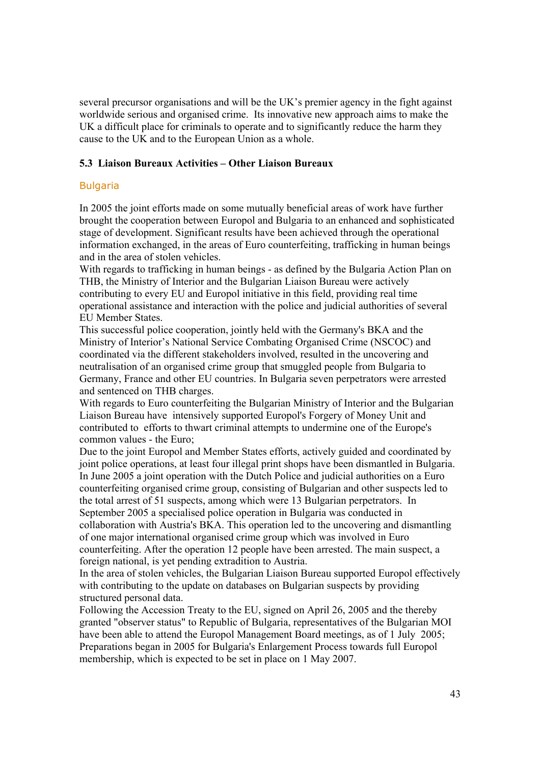several precursor organisations and will be the UK's premier agency in the fight against worldwide serious and organised crime. Its innovative new approach aims to make the UK a difficult place for criminals to operate and to significantly reduce the harm they cause to the UK and to the European Union as a whole.

### 5.3 Liaison Bureaux Activities – Other Liaison Bureaux

#### Bulgaria

In 2005 the joint efforts made on some mutually beneficial areas of work have further brought the cooperation between Europol and Bulgaria to an enhanced and sophisticated stage of development. Significant results have been achieved through the operational information exchanged, in the areas of Euro counterfeiting, trafficking in human beings and in the area of stolen vehicles.

With regards to trafficking in human beings - as defined by the Bulgaria Action Plan on THB, the Ministry of Interior and the Bulgarian Liaison Bureau were actively contributing to every EU and Europol initiative in this field, providing real time operational assistance and interaction with the police and judicial authorities of several EU Member States.

This successful police cooperation, jointly held with the Germany's BKA and the Ministry of Interior's National Service Combating Organised Crime (NSCOC) and coordinated via the different stakeholders involved, resulted in the uncovering and neutralisation of an organised crime group that smuggled people from Bulgaria to Germany, France and other EU countries. In Bulgaria seven perpetrators were arrested and sentenced on THB charges.

With regards to Euro counterfeiting the Bulgarian Ministry of Interior and the Bulgarian Liaison Bureau have intensively supported Europol's Forgery of Money Unit and contributed to efforts to thwart criminal attempts to undermine one of the Europe's common values - the Euro;

Due to the joint Europol and Member States efforts, actively guided and coordinated by joint police operations, at least four illegal print shops have been dismantled in Bulgaria. In June 2005 a joint operation with the Dutch Police and judicial authorities on a Euro counterfeiting organised crime group, consisting of Bulgarian and other suspects led to the total arrest of 51 suspects, among which were 13 Bulgarian perpetrators. In September 2005 a specialised police operation in Bulgaria was conducted in collaboration with Austria's BKA. This operation led to the uncovering and dismantling of one major international organised crime group which was involved in Euro counterfeiting. After the operation 12 people have been arrested. The main suspect, a foreign national, is yet pending extradition to Austria.

In the area of stolen vehicles, the Bulgarian Liaison Bureau supported Europol effectively with contributing to the update on databases on Bulgarian suspects by providing structured personal data.

Following the Accession Treaty to the EU, signed on April 26, 2005 and the thereby granted "observer status" to Republic of Bulgaria, representatives of the Bulgarian MOI have been able to attend the Europol Management Board meetings, as of 1 July 2005; Preparations began in 2005 for Bulgaria's Enlargement Process towards full Europol membership, which is expected to be set in place on 1 May 2007.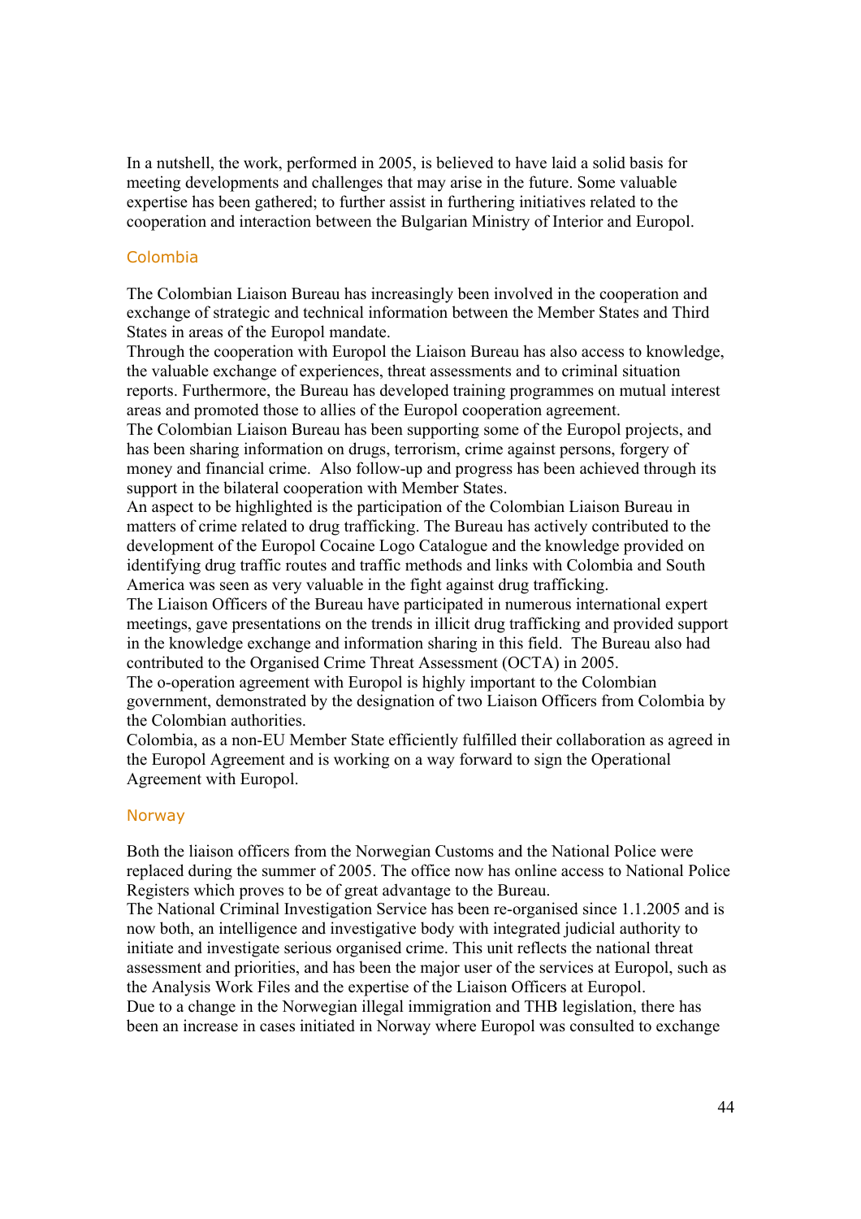In a nutshell, the work, performed in 2005, is believed to have laid a solid basis for meeting developments and challenges that may arise in the future. Some valuable expertise has been gathered; to further assist in furthering initiatives related to the cooperation and interaction between the Bulgarian Ministry of Interior and Europol.

## Colombia

The Colombian Liaison Bureau has increasingly been involved in the cooperation and exchange of strategic and technical information between the Member States and Third States in areas of the Europol mandate.

Through the cooperation with Europol the Liaison Bureau has also access to knowledge, the valuable exchange of experiences, threat assessments and to criminal situation reports. Furthermore, the Bureau has developed training programmes on mutual interest areas and promoted those to allies of the Europol cooperation agreement.

The Colombian Liaison Bureau has been supporting some of the Europol projects, and has been sharing information on drugs, terrorism, crime against persons, forgery of money and financial crime. Also follow-up and progress has been achieved through its support in the bilateral cooperation with Member States.

An aspect to be highlighted is the participation of the Colombian Liaison Bureau in matters of crime related to drug trafficking. The Bureau has actively contributed to the development of the Europol Cocaine Logo Catalogue and the knowledge provided on identifying drug traffic routes and traffic methods and links with Colombia and South America was seen as very valuable in the fight against drug trafficking.

The Liaison Officers of the Bureau have participated in numerous international expert meetings, gave presentations on the trends in illicit drug trafficking and provided support in the knowledge exchange and information sharing in this field. The Bureau also had contributed to the Organised Crime Threat Assessment (OCTA) in 2005.

The o-operation agreement with Europol is highly important to the Colombian government, demonstrated by the designation of two Liaison Officers from Colombia by the Colombian authorities.

Colombia, as a non-EU Member State efficiently fulfilled their collaboration as agreed in the Europol Agreement and is working on a way forward to sign the Operational Agreement with Europol.

## Norway

Both the liaison officers from the Norwegian Customs and the National Police were replaced during the summer of 2005. The office now has online access to National Police Registers which proves to be of great advantage to the Bureau.

The National Criminal Investigation Service has been re-organised since 1.1.2005 and is now both, an intelligence and investigative body with integrated judicial authority to initiate and investigate serious organised crime. This unit reflects the national threat assessment and priorities, and has been the major user of the services at Europol, such as the Analysis Work Files and the expertise of the Liaison Officers at Europol.

Due to a change in the Norwegian illegal immigration and THB legislation, there has been an increase in cases initiated in Norway where Europol was consulted to exchange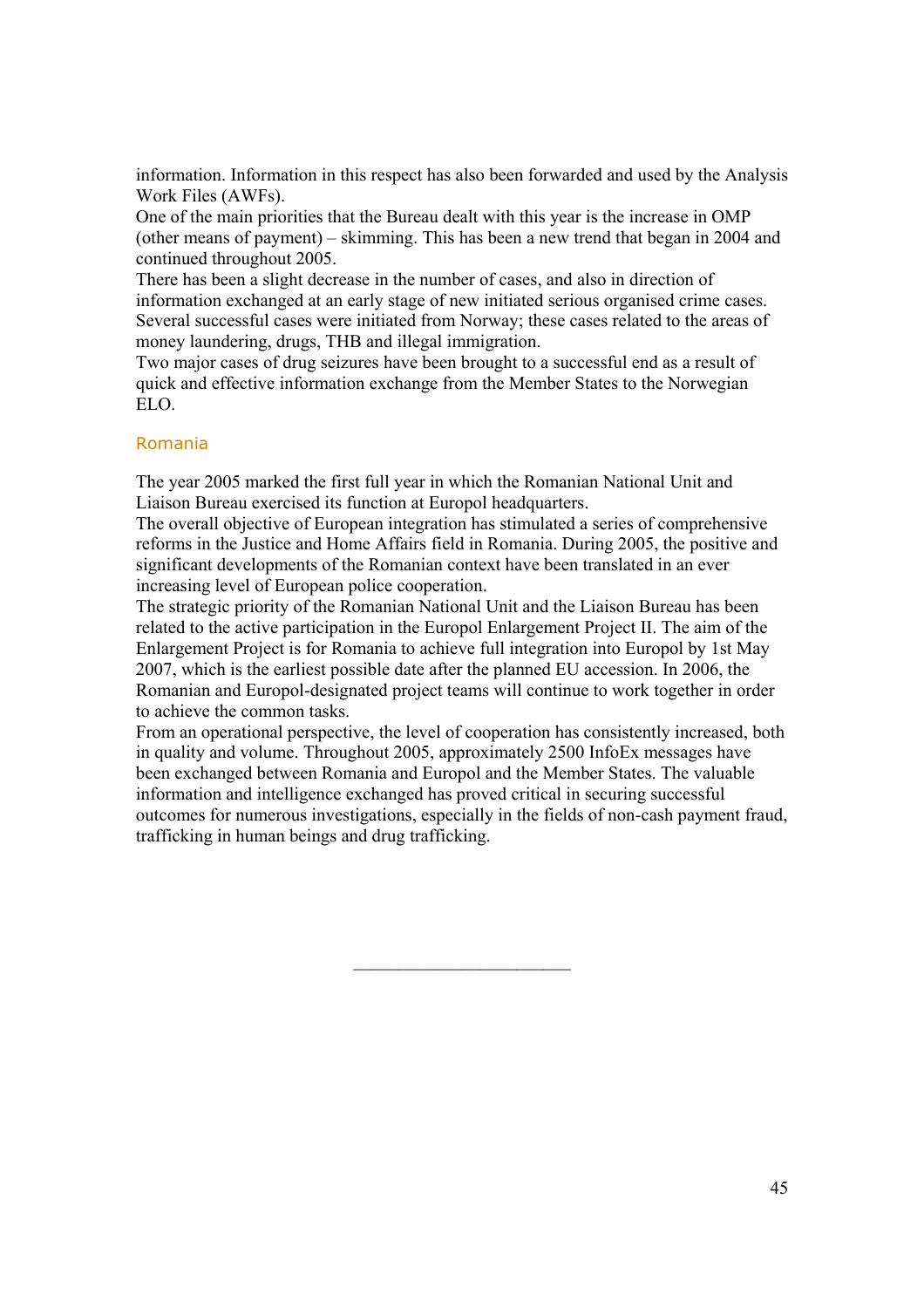information. Information in this respect has also been forwarded and used by the Analysis Work Files (AWFs).
One of the main priorities that the Bureau dealt with this year is the increase in OMP (other means of payment) – skimming. This has been a new trend that began in 2004 and continued throughout 2005.
There has been a slight decrease in the number of cases, and also in direction of information exchanged at an early stage of new initiated serious organised crime cases. Several successful cases were initiated from Norway; these cases related to the areas of money laundering, drugs, THB and illegal immigration.
Two major cases of drug seizures have been brought to a successful end as a result of quick and effective information exchange from the Member States to the Norwegian ELO.

### Romania

The year 2005 marked the first full year in which the Romanian National Unit and Liaison Bureau exercised its function at Europol headquarters.
The overall objective of European integration has stimulated a series of comprehensive reforms in the Justice and Home Affairs field in Romania. During 2005, the positive and significant developments of the Romanian context have been translated in an ever increasing level of European police cooperation.
The strategic priority of the Romanian National Unit and the Liaison Bureau has been related to the active participation in the Europol Enlargement Project II. The aim of the Enlargement Project is for Romania to achieve full integration into Europol by 1st May 2007, which is the earliest possible date after the planned EU accession. In 2006, the Romanian and Europol-designated project teams will continue to work together in order to achieve the common tasks.
From an operational perspective, the level of cooperation has consistently increased, both in quality and volume. Throughout 2005, approximately 2500 InfoEx messages have been exchanged between Romania and Europol and the Member States. The valuable information and intelligence exchanged has proved critical in securing successful outcomes for numerous investigations, especially in the fields of non-cash payment fraud, trafficking in human beings and drug trafficking.

---